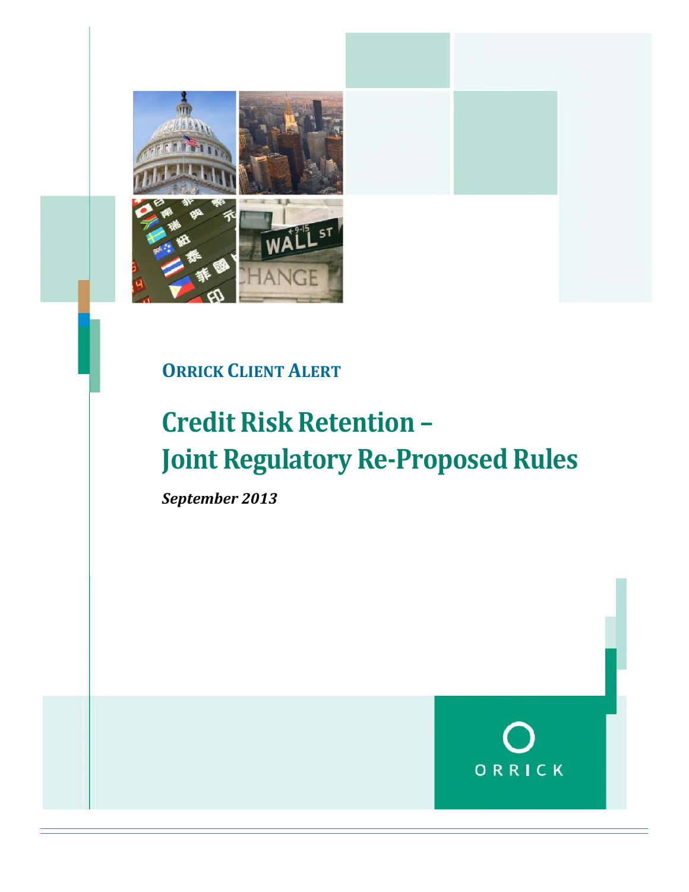**ORRICK CLIENT ALERT**

# Credit Risk Retention – Joint Regulatory Re-Proposed Rules

***September 2013***

ORRICK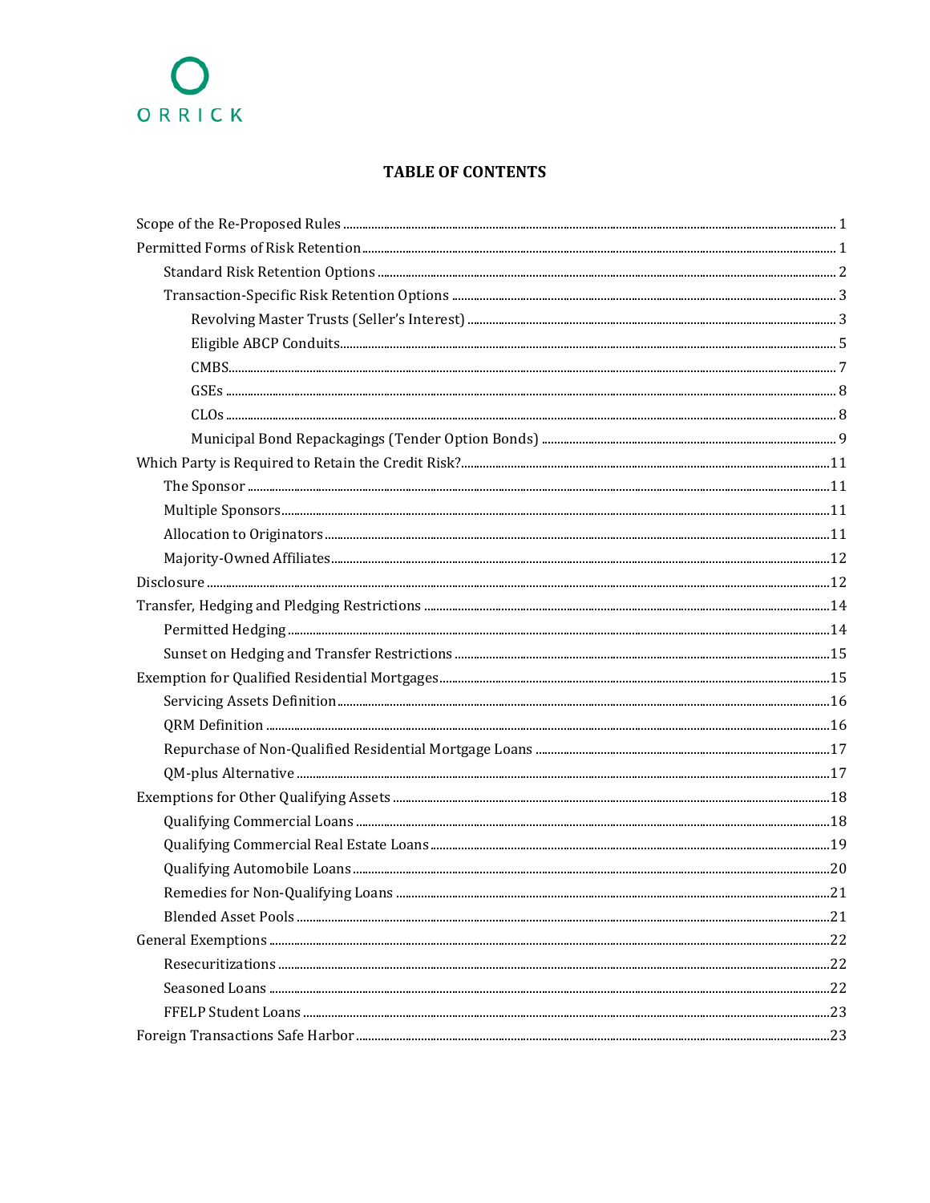ORRICK

# TABLE OF CONTENTS

- Scope of the Re-Proposed Rules ... 1
- Permitted Forms of Risk Retention ... 1
  - Standard Risk Retention Options ... 2
  - Transaction-Specific Risk Retention Options ... 3
    - Revolving Master Trusts (Seller's Interest) ... 3
    - Eligible ABCP Conduits ... 5
    - CMBS ... 7
    - GSEs ... 8
    - CLOs ... 8
    - Municipal Bond Repackagings (Tender Option Bonds) ... 9
- Which Party is Required to Retain the Credit Risk? ... 11
  - The Sponsor ... 11
  - Multiple Sponsors ... 11
  - Allocation to Originators ... 11
  - Majority-Owned Affiliates ... 12
- Disclosure ... 12
- Transfer, Hedging and Pledging Restrictions ... 14
  - Permitted Hedging ... 14
  - Sunset on Hedging and Transfer Restrictions ... 15
- Exemption for Qualified Residential Mortgages ... 15
  - Servicing Assets Definition ... 16
  - QRM Definition ... 16
  - Repurchase of Non-Qualified Residential Mortgage Loans ... 17
  - QM-plus Alternative ... 17
- Exemptions for Other Qualifying Assets ... 18
  - Qualifying Commercial Loans ... 18
  - Qualifying Commercial Real Estate Loans ... 19
  - Qualifying Automobile Loans ... 20
  - Remedies for Non-Qualifying Loans ... 21
  - Blended Asset Pools ... 21
- General Exemptions ... 22
  - Resecuritizations ... 22
  - Seasoned Loans ... 22
  - FFELP Student Loans ... 23
- Foreign Transactions Safe Harbor ... 23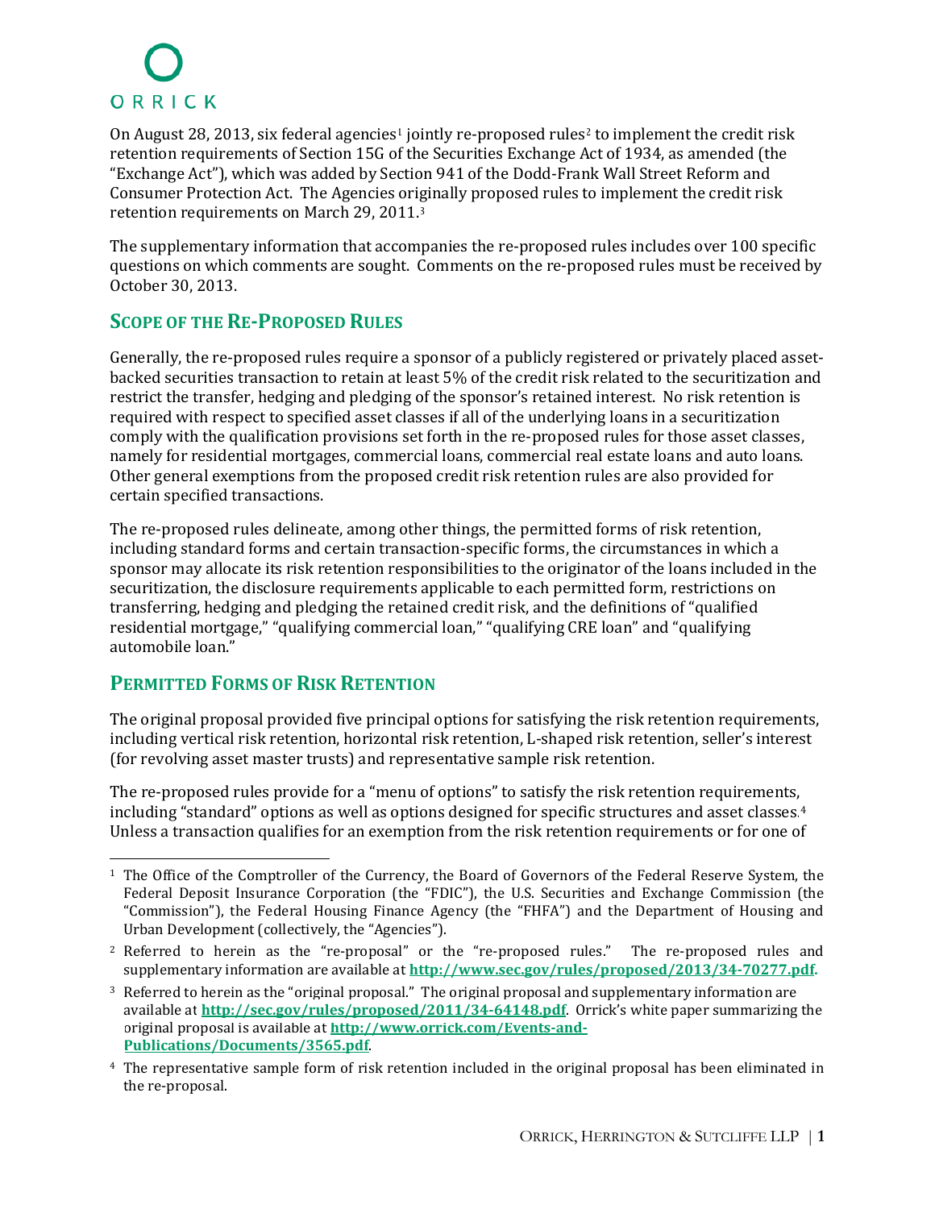On August 28, 2013, six federal agencies[1] jointly re-proposed rules[2] to implement the credit risk retention requirements of Section 15G of the Securities Exchange Act of 1934, as amended (the "Exchange Act"), which was added by Section 941 of the Dodd-Frank Wall Street Reform and Consumer Protection Act. The Agencies originally proposed rules to implement the credit risk retention requirements on March 29, 2011.[3]

The supplementary information that accompanies the re-proposed rules includes over 100 specific questions on which comments are sought. Comments on the re-proposed rules must be received by October 30, 2013.

## Scope of the Re-Proposed Rules

Generally, the re-proposed rules require a sponsor of a publicly registered or privately placed asset-backed securities transaction to retain at least 5% of the credit risk related to the securitization and restrict the transfer, hedging and pledging of the sponsor's retained interest. No risk retention is required with respect to specified asset classes if all of the underlying loans in a securitization comply with the qualification provisions set forth in the re-proposed rules for those asset classes, namely for residential mortgages, commercial loans, commercial real estate loans and auto loans. Other general exemptions from the proposed credit risk retention rules are also provided for certain specified transactions.

The re-proposed rules delineate, among other things, the permitted forms of risk retention, including standard forms and certain transaction-specific forms, the circumstances in which a sponsor may allocate its risk retention responsibilities to the originator of the loans included in the securitization, the disclosure requirements applicable to each permitted form, restrictions on transferring, hedging and pledging the retained credit risk, and the definitions of "qualified residential mortgage," "qualifying commercial loan," "qualifying CRE loan" and "qualifying automobile loan."

## Permitted Forms of Risk Retention

The original proposal provided five principal options for satisfying the risk retention requirements, including vertical risk retention, horizontal risk retention, L-shaped risk retention, seller's interest (for revolving asset master trusts) and representative sample risk retention.

The re-proposed rules provide for a "menu of options" to satisfy the risk retention requirements, including "standard" options as well as options designed for specific structures and asset classes.[4] Unless a transaction qualifies for an exemption from the risk retention requirements or for one of

---

[1] The Office of the Comptroller of the Currency, the Board of Governors of the Federal Reserve System, the Federal Deposit Insurance Corporation (the "FDIC"), the U.S. Securities and Exchange Commission (the "Commission"), the Federal Housing Finance Agency (the "FHFA") and the Department of Housing and Urban Development (collectively, the "Agencies").

[2] Referred to herein as the "re-proposal" or the "re-proposed rules." The re-proposed rules and supplementary information are available at **http://www.sec.gov/rules/proposed/2013/34-70277.pdf.**

[3] Referred to herein as the "original proposal." The original proposal and supplementary information are available at **http://sec.gov/rules/proposed/2011/34-64148.pdf**. Orrick's white paper summarizing the original proposal is available at **http://www.orrick.com/Events-and-Publications/Documents/3565.pdf**.

[4] The representative sample form of risk retention included in the original proposal has been eliminated in the re-proposal.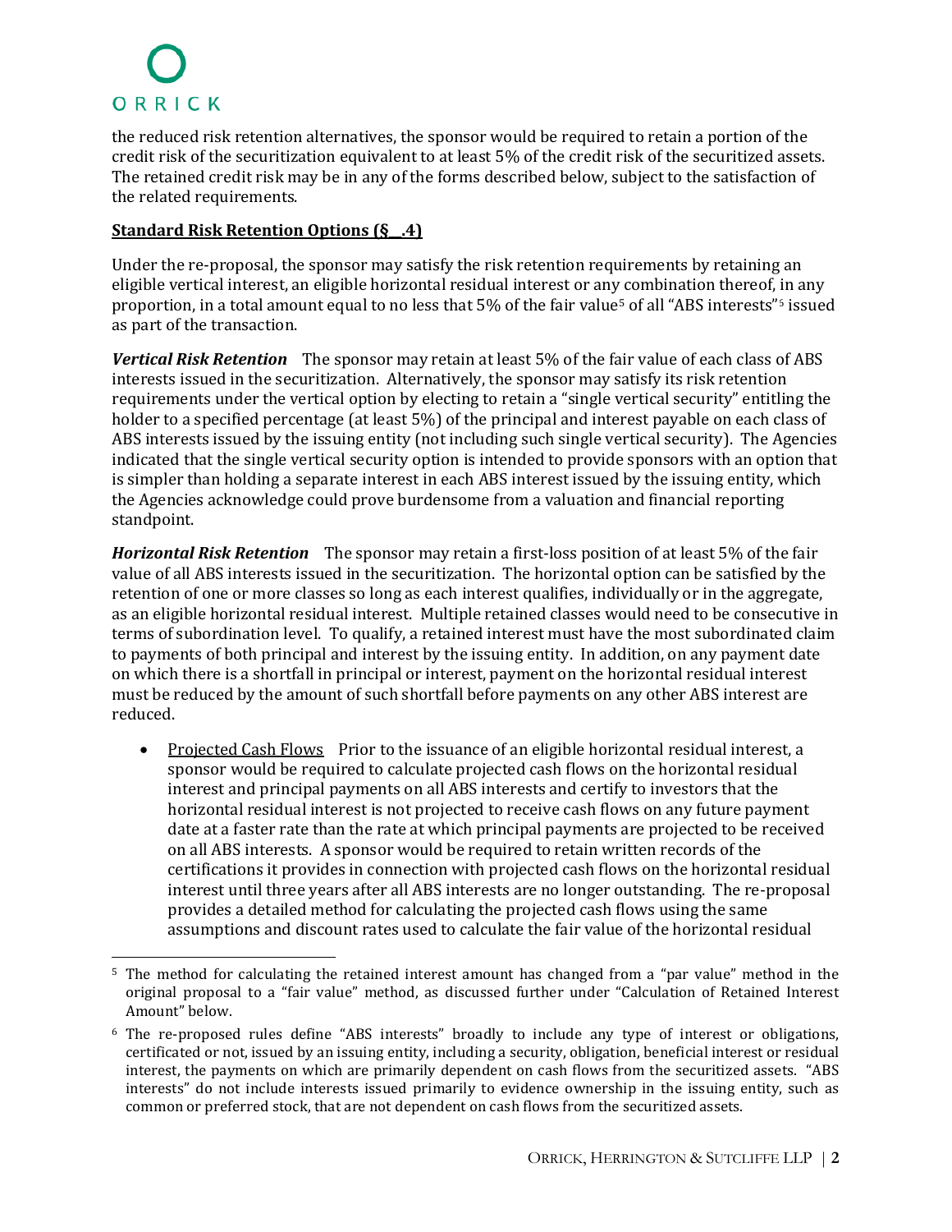the reduced risk retention alternatives, the sponsor would be required to retain a portion of the credit risk of the securitization equivalent to at least 5% of the credit risk of the securitized assets. The retained credit risk may be in any of the forms described below, subject to the satisfaction of the related requirements.

**Standard Risk Retention Options (§__.4)**

Under the re-proposal, the sponsor may satisfy the risk retention requirements by retaining an eligible vertical interest, an eligible horizontal residual interest or any combination thereof, in any proportion, in a total amount equal to no less that 5% of the fair value[5] of all "ABS interests"[5] issued as part of the transaction.

***Vertical Risk Retention*** The sponsor may retain at least 5% of the fair value of each class of ABS interests issued in the securitization. Alternatively, the sponsor may satisfy its risk retention requirements under the vertical option by electing to retain a "single vertical security" entitling the holder to a specified percentage (at least 5%) of the principal and interest payable on each class of ABS interests issued by the issuing entity (not including such single vertical security). The Agencies indicated that the single vertical security option is intended to provide sponsors with an option that is simpler than holding a separate interest in each ABS interest issued by the issuing entity, which the Agencies acknowledge could prove burdensome from a valuation and financial reporting standpoint.

***Horizontal Risk Retention*** The sponsor may retain a first-loss position of at least 5% of the fair value of all ABS interests issued in the securitization. The horizontal option can be satisfied by the retention of one or more classes so long as each interest qualifies, individually or in the aggregate, as an eligible horizontal residual interest. Multiple retained classes would need to be consecutive in terms of subordination level. To qualify, a retained interest must have the most subordinated claim to payments of both principal and interest by the issuing entity. In addition, on any payment date on which there is a shortfall in principal or interest, payment on the horizontal residual interest must be reduced by the amount of such shortfall before payments on any other ABS interest are reduced.

- Projected Cash Flows Prior to the issuance of an eligible horizontal residual interest, a sponsor would be required to calculate projected cash flows on the horizontal residual interest and principal payments on all ABS interests and certify to investors that the horizontal residual interest is not projected to receive cash flows on any future payment date at a faster rate than the rate at which principal payments are projected to be received on all ABS interests. A sponsor would be required to retain written records of the certifications it provides in connection with projected cash flows on the horizontal residual interest until three years after all ABS interests are no longer outstanding. The re-proposal provides a detailed method for calculating the projected cash flows using the same assumptions and discount rates used to calculate the fair value of the horizontal residual

---

[5] The method for calculating the retained interest amount has changed from a "par value" method in the original proposal to a "fair value" method, as discussed further under "Calculation of Retained Interest Amount" below.

[6] The re-proposed rules define "ABS interests" broadly to include any type of interest or obligations, certificated or not, issued by an issuing entity, including a security, obligation, beneficial interest or residual interest, the payments on which are primarily dependent on cash flows from the securitized assets. "ABS interests" do not include interests issued primarily to evidence ownership in the issuing entity, such as common or preferred stock, that are not dependent on cash flows from the securitized assets.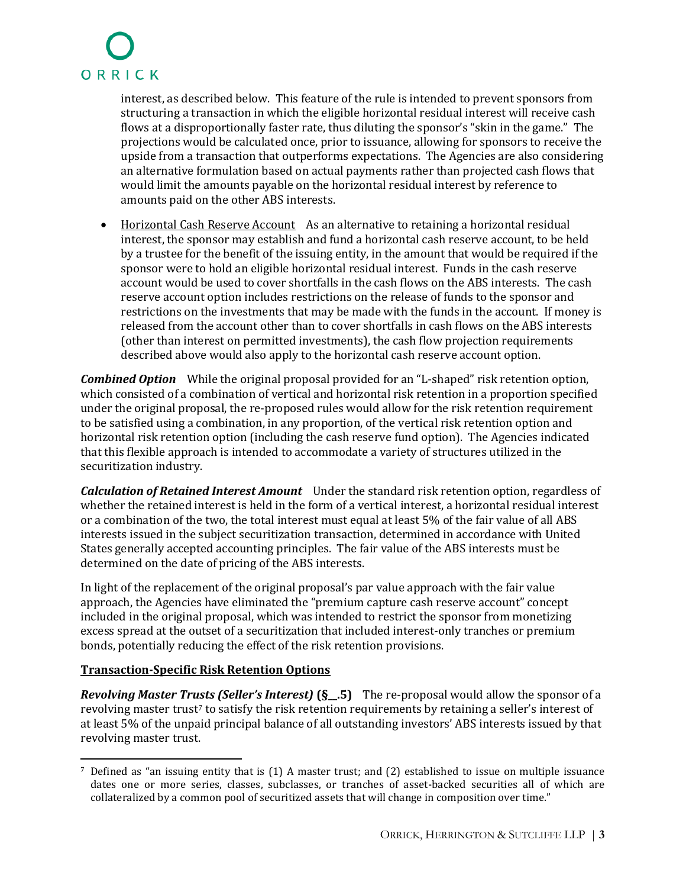interest, as described below. This feature of the rule is intended to prevent sponsors from structuring a transaction in which the eligible horizontal residual interest will receive cash flows at a disproportionally faster rate, thus diluting the sponsor's "skin in the game." The projections would be calculated once, prior to issuance, allowing for sponsors to receive the upside from a transaction that outperforms expectations. The Agencies are also considering an alternative formulation based on actual payments rather than projected cash flows that would limit the amounts payable on the horizontal residual interest by reference to amounts paid on the other ABS interests.

- <u>Horizontal Cash Reserve Account</u> As an alternative to retaining a horizontal residual interest, the sponsor may establish and fund a horizontal cash reserve account, to be held by a trustee for the benefit of the issuing entity, in the amount that would be required if the sponsor were to hold an eligible horizontal residual interest. Funds in the cash reserve account would be used to cover shortfalls in the cash flows on the ABS interests. The cash reserve account option includes restrictions on the release of funds to the sponsor and restrictions on the investments that may be made with the funds in the account. If money is released from the account other than to cover shortfalls in cash flows on the ABS interests (other than interest on permitted investments), the cash flow projection requirements described above would also apply to the horizontal cash reserve account option.

***Combined Option*** While the original proposal provided for an "L-shaped" risk retention option, which consisted of a combination of vertical and horizontal risk retention in a proportion specified under the original proposal, the re-proposed rules would allow for the risk retention requirement to be satisfied using a combination, in any proportion, of the vertical risk retention option and horizontal risk retention option (including the cash reserve fund option). The Agencies indicated that this flexible approach is intended to accommodate a variety of structures utilized in the securitization industry.

***Calculation of Retained Interest Amount*** Under the standard risk retention option, regardless of whether the retained interest is held in the form of a vertical interest, a horizontal residual interest or a combination of the two, the total interest must equal at least 5% of the fair value of all ABS interests issued in the subject securitization transaction, determined in accordance with United States generally accepted accounting principles. The fair value of the ABS interests must be determined on the date of pricing of the ABS interests.

In light of the replacement of the original proposal's par value approach with the fair value approach, the Agencies have eliminated the "premium capture cash reserve account" concept included in the original proposal, which was intended to restrict the sponsor from monetizing excess spread at the outset of a securitization that included interest-only tranches or premium bonds, potentially reducing the effect of the risk retention provisions.

**<u>Transaction-Specific Risk Retention Options</u>**

***Revolving Master Trusts (Seller's Interest)* (§__.5)** The re-proposal would allow the sponsor of a revolving master trust[7] to satisfy the risk retention requirements by retaining a seller's interest of at least 5% of the unpaid principal balance of all outstanding investors' ABS interests issued by that revolving master trust.

[7] Defined as "an issuing entity that is (1) A master trust; and (2) established to issue on multiple issuance dates one or more series, classes, subclasses, or tranches of asset-backed securities all of which are collateralized by a common pool of securitized assets that will change in composition over time."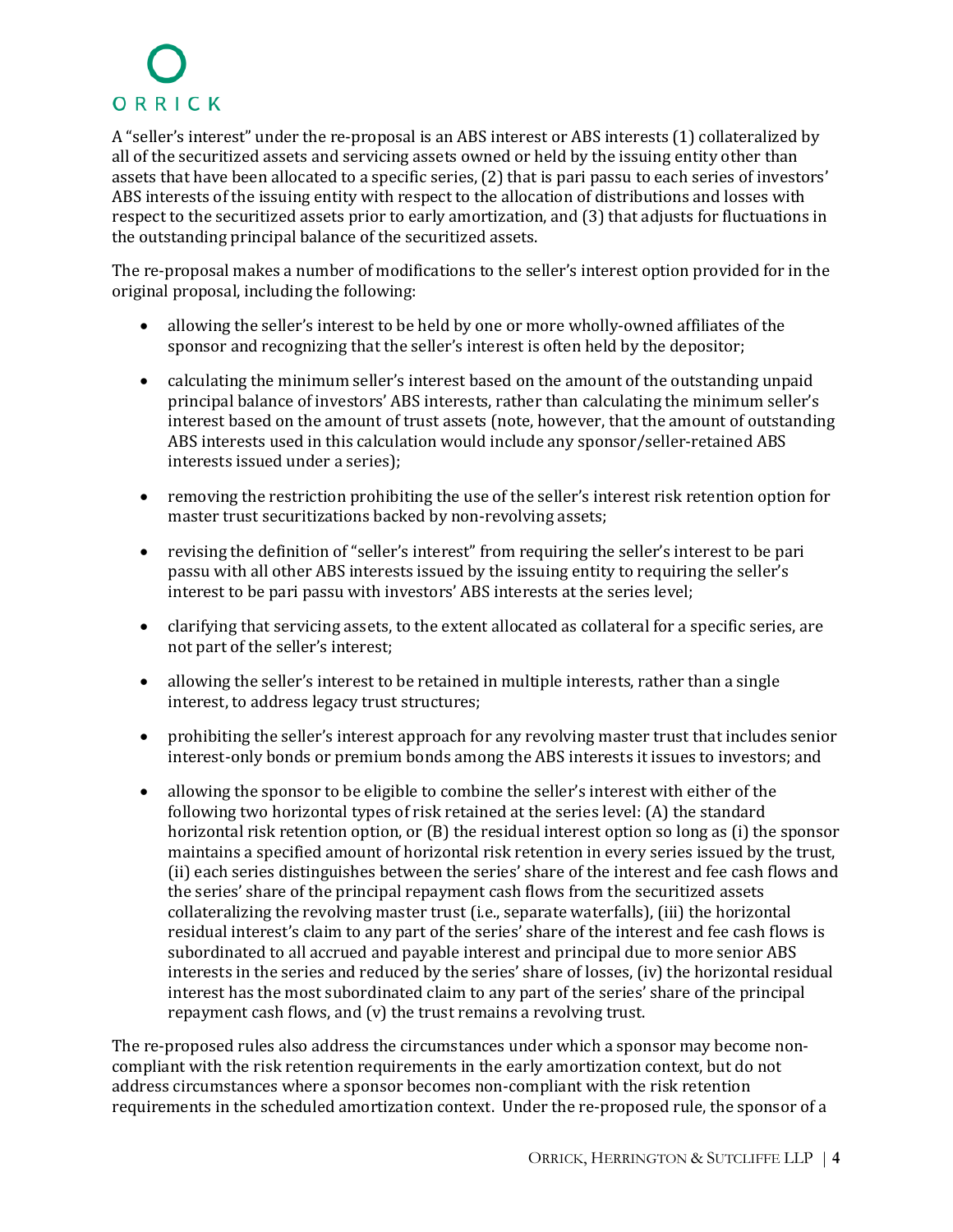A "seller's interest" under the re-proposal is an ABS interest or ABS interests (1) collateralized by all of the securitized assets and servicing assets owned or held by the issuing entity other than assets that have been allocated to a specific series, (2) that is pari passu to each series of investors' ABS interests of the issuing entity with respect to the allocation of distributions and losses with respect to the securitized assets prior to early amortization, and (3) that adjusts for fluctuations in the outstanding principal balance of the securitized assets.

The re-proposal makes a number of modifications to the seller's interest option provided for in the original proposal, including the following:

- allowing the seller's interest to be held by one or more wholly-owned affiliates of the sponsor and recognizing that the seller's interest is often held by the depositor;
- calculating the minimum seller's interest based on the amount of the outstanding unpaid principal balance of investors' ABS interests, rather than calculating the minimum seller's interest based on the amount of trust assets (note, however, that the amount of outstanding ABS interests used in this calculation would include any sponsor/seller-retained ABS interests issued under a series);
- removing the restriction prohibiting the use of the seller's interest risk retention option for master trust securitizations backed by non-revolving assets;
- revising the definition of "seller's interest" from requiring the seller's interest to be pari passu with all other ABS interests issued by the issuing entity to requiring the seller's interest to be pari passu with investors' ABS interests at the series level;
- clarifying that servicing assets, to the extent allocated as collateral for a specific series, are not part of the seller's interest;
- allowing the seller's interest to be retained in multiple interests, rather than a single interest, to address legacy trust structures;
- prohibiting the seller's interest approach for any revolving master trust that includes senior interest-only bonds or premium bonds among the ABS interests it issues to investors; and
- allowing the sponsor to be eligible to combine the seller's interest with either of the following two horizontal types of risk retained at the series level: (A) the standard horizontal risk retention option, or (B) the residual interest option so long as (i) the sponsor maintains a specified amount of horizontal risk retention in every series issued by the trust, (ii) each series distinguishes between the series' share of the interest and fee cash flows and the series' share of the principal repayment cash flows from the securitized assets collateralizing the revolving master trust (i.e., separate waterfalls), (iii) the horizontal residual interest's claim to any part of the series' share of the interest and fee cash flows is subordinated to all accrued and payable interest and principal due to more senior ABS interests in the series and reduced by the series' share of losses, (iv) the horizontal residual interest has the most subordinated claim to any part of the series' share of the principal repayment cash flows, and (v) the trust remains a revolving trust.

The re-proposed rules also address the circumstances under which a sponsor may become non-compliant with the risk retention requirements in the early amortization context, but do not address circumstances where a sponsor becomes non-compliant with the risk retention requirements in the scheduled amortization context. Under the re-proposed rule, the sponsor of a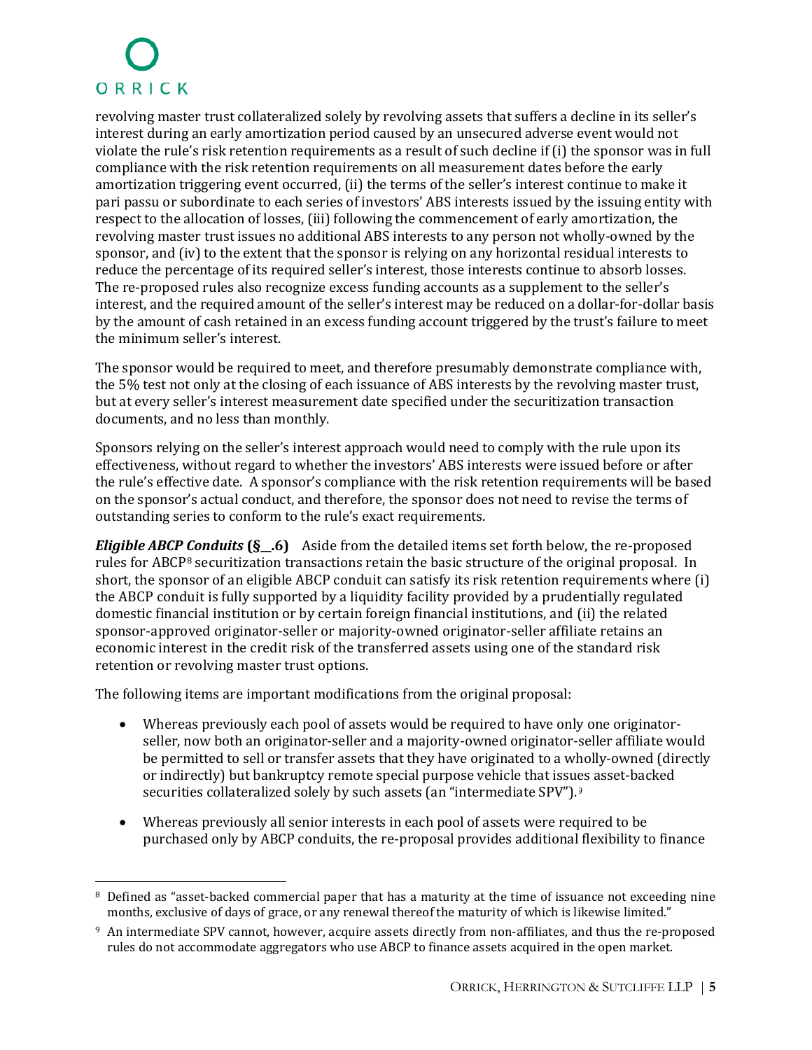revolving master trust collateralized solely by revolving assets that suffers a decline in its seller's interest during an early amortization period caused by an unsecured adverse event would not violate the rule's risk retention requirements as a result of such decline if (i) the sponsor was in full compliance with the risk retention requirements on all measurement dates before the early amortization triggering event occurred, (ii) the terms of the seller's interest continue to make it pari passu or subordinate to each series of investors' ABS interests issued by the issuing entity with respect to the allocation of losses, (iii) following the commencement of early amortization, the revolving master trust issues no additional ABS interests to any person not wholly-owned by the sponsor, and (iv) to the extent that the sponsor is relying on any horizontal residual interests to reduce the percentage of its required seller's interest, those interests continue to absorb losses. The re-proposed rules also recognize excess funding accounts as a supplement to the seller's interest, and the required amount of the seller's interest may be reduced on a dollar-for-dollar basis by the amount of cash retained in an excess funding account triggered by the trust's failure to meet the minimum seller's interest.

The sponsor would be required to meet, and therefore presumably demonstrate compliance with, the 5% test not only at the closing of each issuance of ABS interests by the revolving master trust, but at every seller's interest measurement date specified under the securitization transaction documents, and no less than monthly.

Sponsors relying on the seller's interest approach would need to comply with the rule upon its effectiveness, without regard to whether the investors' ABS interests were issued before or after the rule's effective date. A sponsor's compliance with the risk retention requirements will be based on the sponsor's actual conduct, and therefore, the sponsor does not need to revise the terms of outstanding series to conform to the rule's exact requirements.

***Eligible ABCP Conduits* (§__.6)** Aside from the detailed items set forth below, the re-proposed rules for ABCP[8] securitization transactions retain the basic structure of the original proposal. In short, the sponsor of an eligible ABCP conduit can satisfy its risk retention requirements where (i) the ABCP conduit is fully supported by a liquidity facility provided by a prudentially regulated domestic financial institution or by certain foreign financial institutions, and (ii) the related sponsor-approved originator-seller or majority-owned originator-seller affiliate retains an economic interest in the credit risk of the transferred assets using one of the standard risk retention or revolving master trust options.

The following items are important modifications from the original proposal:

- Whereas previously each pool of assets would be required to have only one originator-seller, now both an originator-seller and a majority-owned originator-seller affiliate would be permitted to sell or transfer assets that they have originated to a wholly-owned (directly or indirectly) but bankruptcy remote special purpose vehicle that issues asset-backed securities collateralized solely by such assets (an "intermediate SPV").[9]
- Whereas previously all senior interests in each pool of assets were required to be purchased only by ABCP conduits, the re-proposal provides additional flexibility to finance

---

[8] Defined as "asset-backed commercial paper that has a maturity at the time of issuance not exceeding nine months, exclusive of days of grace, or any renewal thereof the maturity of which is likewise limited."

[9] An intermediate SPV cannot, however, acquire assets directly from non-affiliates, and thus the re-proposed rules do not accommodate aggregators who use ABCP to finance assets acquired in the open market.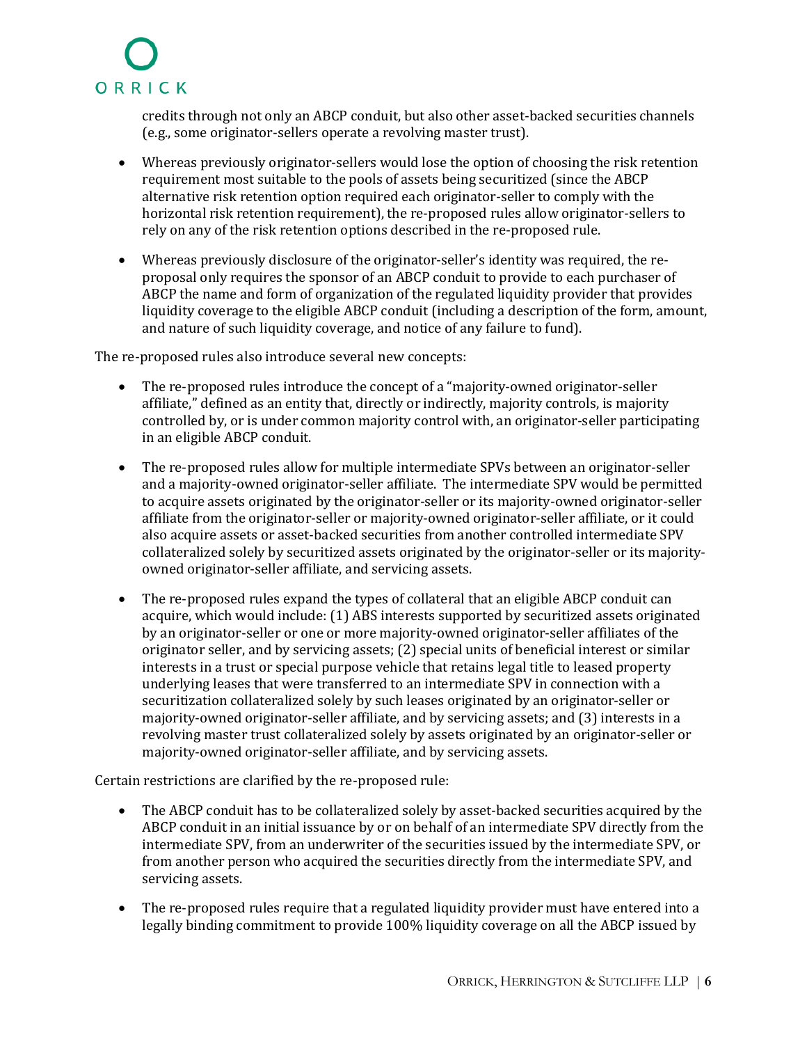credits through not only an ABCP conduit, but also other asset-backed securities channels (e.g., some originator-sellers operate a revolving master trust).

- Whereas previously originator-sellers would lose the option of choosing the risk retention requirement most suitable to the pools of assets being securitized (since the ABCP alternative risk retention option required each originator-seller to comply with the horizontal risk retention requirement), the re-proposed rules allow originator-sellers to rely on any of the risk retention options described in the re-proposed rule.
- Whereas previously disclosure of the originator-seller's identity was required, the re-proposal only requires the sponsor of an ABCP conduit to provide to each purchaser of ABCP the name and form of organization of the regulated liquidity provider that provides liquidity coverage to the eligible ABCP conduit (including a description of the form, amount, and nature of such liquidity coverage, and notice of any failure to fund).

The re-proposed rules also introduce several new concepts:

- The re-proposed rules introduce the concept of a "majority-owned originator-seller affiliate," defined as an entity that, directly or indirectly, majority controls, is majority controlled by, or is under common majority control with, an originator-seller participating in an eligible ABCP conduit.
- The re-proposed rules allow for multiple intermediate SPVs between an originator-seller and a majority-owned originator-seller affiliate. The intermediate SPV would be permitted to acquire assets originated by the originator-seller or its majority-owned originator-seller affiliate from the originator-seller or majority-owned originator-seller affiliate, or it could also acquire assets or asset-backed securities from another controlled intermediate SPV collateralized solely by securitized assets originated by the originator-seller or its majority-owned originator-seller affiliate, and servicing assets.
- The re-proposed rules expand the types of collateral that an eligible ABCP conduit can acquire, which would include: (1) ABS interests supported by securitized assets originated by an originator-seller or one or more majority-owned originator-seller affiliates of the originator seller, and by servicing assets; (2) special units of beneficial interest or similar interests in a trust or special purpose vehicle that retains legal title to leased property underlying leases that were transferred to an intermediate SPV in connection with a securitization collateralized solely by such leases originated by an originator-seller or majority-owned originator-seller affiliate, and by servicing assets; and (3) interests in a revolving master trust collateralized solely by assets originated by an originator-seller or majority-owned originator-seller affiliate, and by servicing assets.

Certain restrictions are clarified by the re-proposed rule:

- The ABCP conduit has to be collateralized solely by asset-backed securities acquired by the ABCP conduit in an initial issuance by or on behalf of an intermediate SPV directly from the intermediate SPV, from an underwriter of the securities issued by the intermediate SPV, or from another person who acquired the securities directly from the intermediate SPV, and servicing assets.
- The re-proposed rules require that a regulated liquidity provider must have entered into a legally binding commitment to provide 100% liquidity coverage on all the ABCP issued by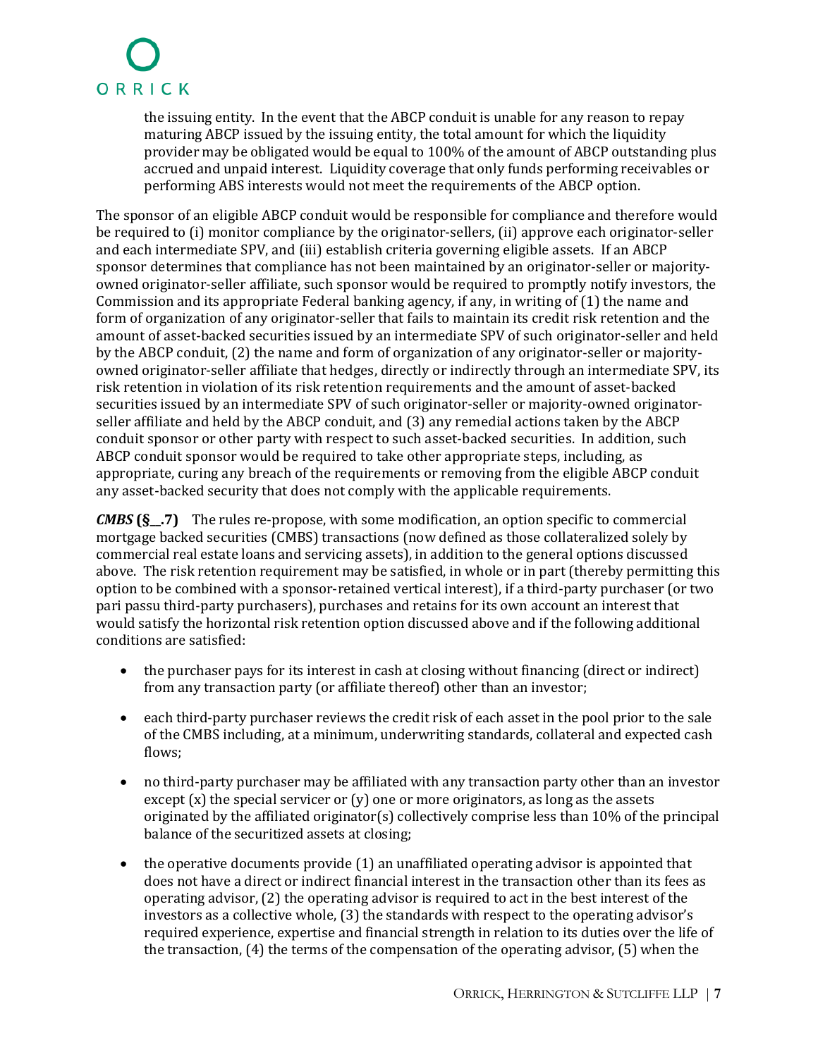the issuing entity. In the event that the ABCP conduit is unable for any reason to repay maturing ABCP issued by the issuing entity, the total amount for which the liquidity provider may be obligated would be equal to 100% of the amount of ABCP outstanding plus accrued and unpaid interest. Liquidity coverage that only funds performing receivables or performing ABS interests would not meet the requirements of the ABCP option.

The sponsor of an eligible ABCP conduit would be responsible for compliance and therefore would be required to (i) monitor compliance by the originator-sellers, (ii) approve each originator-seller and each intermediate SPV, and (iii) establish criteria governing eligible assets. If an ABCP sponsor determines that compliance has not been maintained by an originator-seller or majority-owned originator-seller affiliate, such sponsor would be required to promptly notify investors, the Commission and its appropriate Federal banking agency, if any, in writing of (1) the name and form of organization of any originator-seller that fails to maintain its credit risk retention and the amount of asset-backed securities issued by an intermediate SPV of such originator-seller and held by the ABCP conduit, (2) the name and form of organization of any originator-seller or majority-owned originator-seller affiliate that hedges, directly or indirectly through an intermediate SPV, its risk retention in violation of its risk retention requirements and the amount of asset-backed securities issued by an intermediate SPV of such originator-seller or majority-owned originator-seller affiliate and held by the ABCP conduit, and (3) any remedial actions taken by the ABCP conduit sponsor or other party with respect to such asset-backed securities. In addition, such ABCP conduit sponsor would be required to take other appropriate steps, including, as appropriate, curing any breach of the requirements or removing from the eligible ABCP conduit any asset-backed security that does not comply with the applicable requirements.

***CMBS* (§__.7)** The rules re-propose, with some modification, an option specific to commercial mortgage backed securities (CMBS) transactions (now defined as those collateralized solely by commercial real estate loans and servicing assets), in addition to the general options discussed above. The risk retention requirement may be satisfied, in whole or in part (thereby permitting this option to be combined with a sponsor-retained vertical interest), if a third-party purchaser (or two pari passu third-party purchasers), purchases and retains for its own account an interest that would satisfy the horizontal risk retention option discussed above and if the following additional conditions are satisfied:

- the purchaser pays for its interest in cash at closing without financing (direct or indirect) from any transaction party (or affiliate thereof) other than an investor;
- each third-party purchaser reviews the credit risk of each asset in the pool prior to the sale of the CMBS including, at a minimum, underwriting standards, collateral and expected cash flows;
- no third-party purchaser may be affiliated with any transaction party other than an investor except (x) the special servicer or (y) one or more originators, as long as the assets originated by the affiliated originator(s) collectively comprise less than 10% of the principal balance of the securitized assets at closing;
- the operative documents provide (1) an unaffiliated operating advisor is appointed that does not have a direct or indirect financial interest in the transaction other than its fees as operating advisor, (2) the operating advisor is required to act in the best interest of the investors as a collective whole, (3) the standards with respect to the operating advisor's required experience, expertise and financial strength in relation to its duties over the life of the transaction, (4) the terms of the compensation of the operating advisor, (5) when the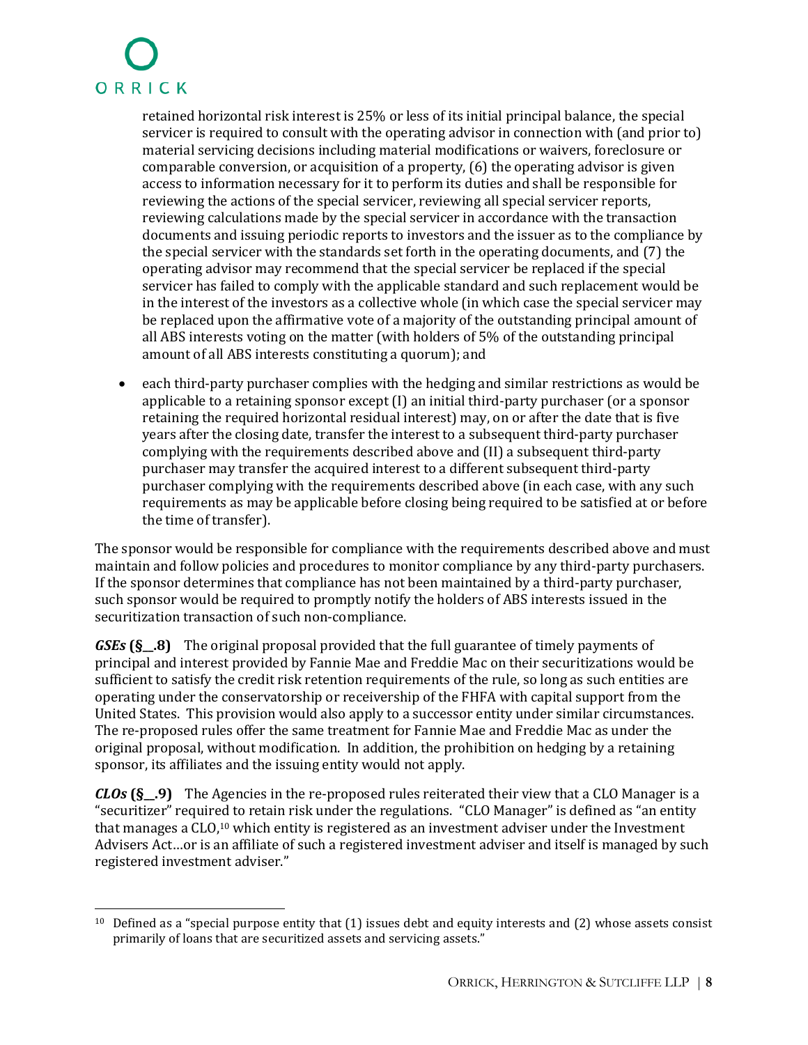retained horizontal risk interest is 25% or less of its initial principal balance, the special servicer is required to consult with the operating advisor in connection with (and prior to) material servicing decisions including material modifications or waivers, foreclosure or comparable conversion, or acquisition of a property, (6) the operating advisor is given access to information necessary for it to perform its duties and shall be responsible for reviewing the actions of the special servicer, reviewing all special servicer reports, reviewing calculations made by the special servicer in accordance with the transaction documents and issuing periodic reports to investors and the issuer as to the compliance by the special servicer with the standards set forth in the operating documents, and (7) the operating advisor may recommend that the special servicer be replaced if the special servicer has failed to comply with the applicable standard and such replacement would be in the interest of the investors as a collective whole (in which case the special servicer may be replaced upon the affirmative vote of a majority of the outstanding principal amount of all ABS interests voting on the matter (with holders of 5% of the outstanding principal amount of all ABS interests constituting a quorum); and

- each third-party purchaser complies with the hedging and similar restrictions as would be applicable to a retaining sponsor except (I) an initial third-party purchaser (or a sponsor retaining the required horizontal residual interest) may, on or after the date that is five years after the closing date, transfer the interest to a subsequent third-party purchaser complying with the requirements described above and (II) a subsequent third-party purchaser may transfer the acquired interest to a different subsequent third-party purchaser complying with the requirements described above (in each case, with any such requirements as may be applicable before closing being required to be satisfied at or before the time of transfer).

The sponsor would be responsible for compliance with the requirements described above and must maintain and follow policies and procedures to monitor compliance by any third-party purchasers. If the sponsor determines that compliance has not been maintained by a third-party purchaser, such sponsor would be required to promptly notify the holders of ABS interests issued in the securitization transaction of such non-compliance.

***GSEs* (§__.8)** The original proposal provided that the full guarantee of timely payments of principal and interest provided by Fannie Mae and Freddie Mac on their securitizations would be sufficient to satisfy the credit risk retention requirements of the rule, so long as such entities are operating under the conservatorship or receivership of the FHFA with capital support from the United States. This provision would also apply to a successor entity under similar circumstances. The re-proposed rules offer the same treatment for Fannie Mae and Freddie Mac as under the original proposal, without modification. In addition, the prohibition on hedging by a retaining sponsor, its affiliates and the issuing entity would not apply.

***CLOs* (§__.9)** The Agencies in the re-proposed rules reiterated their view that a CLO Manager is a "securitizer" required to retain risk under the regulations. "CLO Manager" is defined as "an entity that manages a CLO,[10] which entity is registered as an investment adviser under the Investment Advisers Act…or is an affiliate of such a registered investment adviser and itself is managed by such registered investment adviser."

[10] Defined as a "special purpose entity that (1) issues debt and equity interests and (2) whose assets consist primarily of loans that are securitized assets and servicing assets."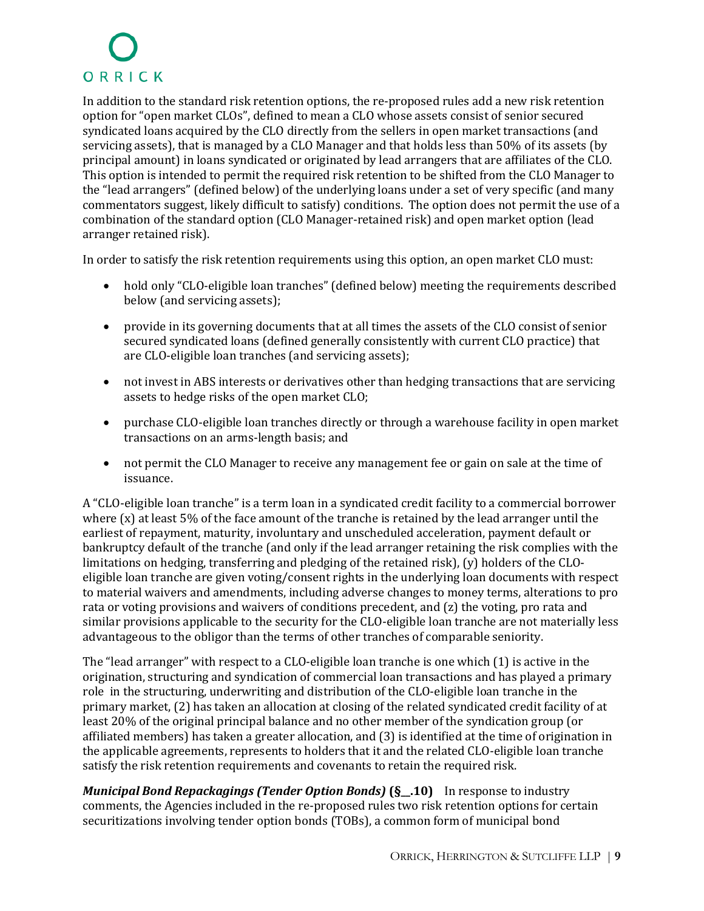In addition to the standard risk retention options, the re-proposed rules add a new risk retention option for "open market CLOs", defined to mean a CLO whose assets consist of senior secured syndicated loans acquired by the CLO directly from the sellers in open market transactions (and servicing assets), that is managed by a CLO Manager and that holds less than 50% of its assets (by principal amount) in loans syndicated or originated by lead arrangers that are affiliates of the CLO. This option is intended to permit the required risk retention to be shifted from the CLO Manager to the "lead arrangers" (defined below) of the underlying loans under a set of very specific (and many commentators suggest, likely difficult to satisfy) conditions. The option does not permit the use of a combination of the standard option (CLO Manager-retained risk) and open market option (lead arranger retained risk).

In order to satisfy the risk retention requirements using this option, an open market CLO must:

- hold only "CLO-eligible loan tranches" (defined below) meeting the requirements described below (and servicing assets);
- provide in its governing documents that at all times the assets of the CLO consist of senior secured syndicated loans (defined generally consistently with current CLO practice) that are CLO-eligible loan tranches (and servicing assets);
- not invest in ABS interests or derivatives other than hedging transactions that are servicing assets to hedge risks of the open market CLO;
- purchase CLO-eligible loan tranches directly or through a warehouse facility in open market transactions on an arms-length basis; and
- not permit the CLO Manager to receive any management fee or gain on sale at the time of issuance.

A "CLO-eligible loan tranche" is a term loan in a syndicated credit facility to a commercial borrower where (x) at least 5% of the face amount of the tranche is retained by the lead arranger until the earliest of repayment, maturity, involuntary and unscheduled acceleration, payment default or bankruptcy default of the tranche (and only if the lead arranger retaining the risk complies with the limitations on hedging, transferring and pledging of the retained risk), (y) holders of the CLO-eligible loan tranche are given voting/consent rights in the underlying loan documents with respect to material waivers and amendments, including adverse changes to money terms, alterations to pro rata or voting provisions and waivers of conditions precedent, and (z) the voting, pro rata and similar provisions applicable to the security for the CLO-eligible loan tranche are not materially less advantageous to the obligor than the terms of other tranches of comparable seniority.

The "lead arranger" with respect to a CLO-eligible loan tranche is one which (1) is active in the origination, structuring and syndication of commercial loan transactions and has played a primary role in the structuring, underwriting and distribution of the CLO-eligible loan tranche in the primary market, (2) has taken an allocation at closing of the related syndicated credit facility of at least 20% of the original principal balance and no other member of the syndication group (or affiliated members) has taken a greater allocation, and (3) is identified at the time of origination in the applicable agreements, represents to holders that it and the related CLO-eligible loan tranche satisfy the risk retention requirements and covenants to retain the required risk.

***Municipal Bond Repackagings (Tender Option Bonds)* (§__.10)** In response to industry comments, the Agencies included in the re-proposed rules two risk retention options for certain securitizations involving tender option bonds (TOBs), a common form of municipal bond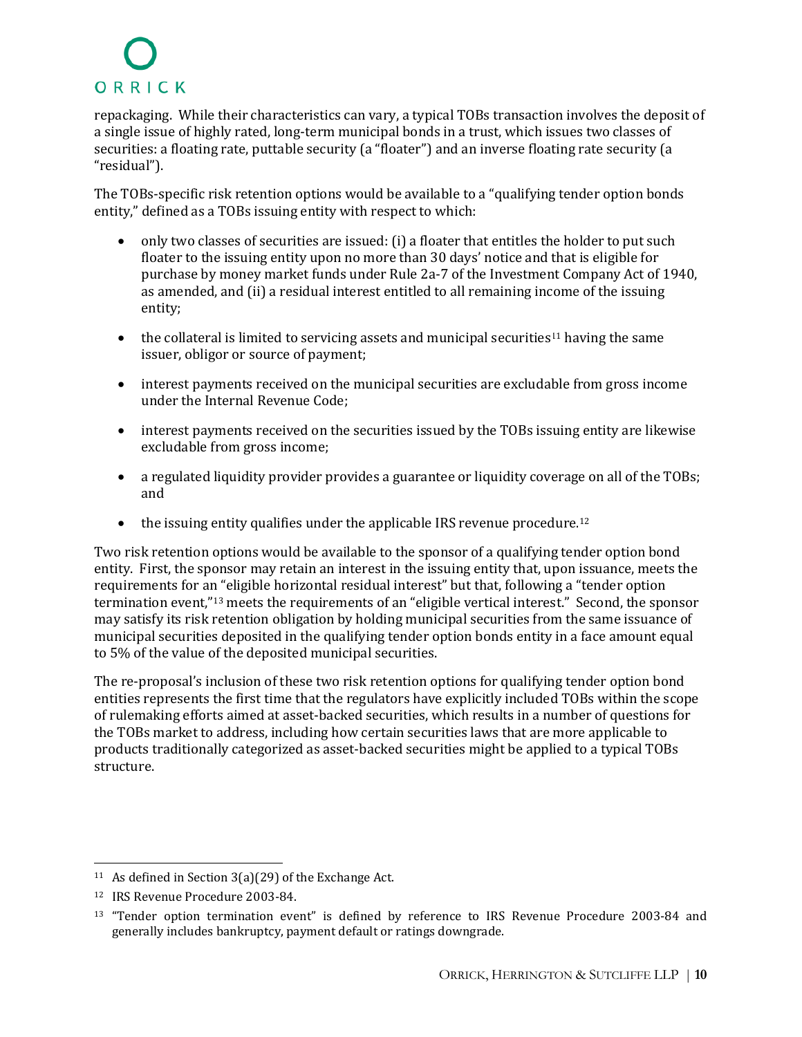repackaging. While their characteristics can vary, a typical TOBs transaction involves the deposit of a single issue of highly rated, long-term municipal bonds in a trust, which issues two classes of securities: a floating rate, puttable security (a "floater") and an inverse floating rate security (a "residual").

The TOBs-specific risk retention options would be available to a "qualifying tender option bonds entity," defined as a TOBs issuing entity with respect to which:

- only two classes of securities are issued: (i) a floater that entitles the holder to put such floater to the issuing entity upon no more than 30 days' notice and that is eligible for purchase by money market funds under Rule 2a-7 of the Investment Company Act of 1940, as amended, and (ii) a residual interest entitled to all remaining income of the issuing entity;
- the collateral is limited to servicing assets and municipal securities[11] having the same issuer, obligor or source of payment;
- interest payments received on the municipal securities are excludable from gross income under the Internal Revenue Code;
- interest payments received on the securities issued by the TOBs issuing entity are likewise excludable from gross income;
- a regulated liquidity provider provides a guarantee or liquidity coverage on all of the TOBs; and
- the issuing entity qualifies under the applicable IRS revenue procedure.[12]

Two risk retention options would be available to the sponsor of a qualifying tender option bond entity. First, the sponsor may retain an interest in the issuing entity that, upon issuance, meets the requirements for an "eligible horizontal residual interest" but that, following a "tender option termination event,"[13] meets the requirements of an "eligible vertical interest." Second, the sponsor may satisfy its risk retention obligation by holding municipal securities from the same issuance of municipal securities deposited in the qualifying tender option bonds entity in a face amount equal to 5% of the value of the deposited municipal securities.

The re-proposal's inclusion of these two risk retention options for qualifying tender option bond entities represents the first time that the regulators have explicitly included TOBs within the scope of rulemaking efforts aimed at asset-backed securities, which results in a number of questions for the TOBs market to address, including how certain securities laws that are more applicable to products traditionally categorized as asset-backed securities might be applied to a typical TOBs structure.

---

[11] As defined in Section 3(a)(29) of the Exchange Act.

[12] IRS Revenue Procedure 2003-84.

[13] "Tender option termination event" is defined by reference to IRS Revenue Procedure 2003-84 and generally includes bankruptcy, payment default or ratings downgrade.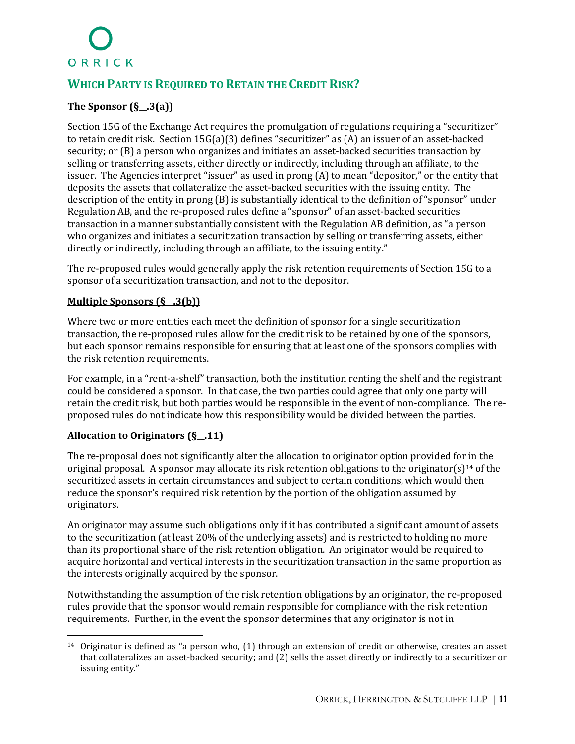## WHICH PARTY IS REQUIRED TO RETAIN THE CREDIT RISK?

**The Sponsor (§__.3(a))**

Section 15G of the Exchange Act requires the promulgation of regulations requiring a "securitizer" to retain credit risk. Section 15G(a)(3) defines "securitizer" as (A) an issuer of an asset-backed security; or (B) a person who organizes and initiates an asset-backed securities transaction by selling or transferring assets, either directly or indirectly, including through an affiliate, to the issuer. The Agencies interpret "issuer" as used in prong (A) to mean "depositor," or the entity that deposits the assets that collateralize the asset-backed securities with the issuing entity. The description of the entity in prong (B) is substantially identical to the definition of "sponsor" under Regulation AB, and the re-proposed rules define a "sponsor" of an asset-backed securities transaction in a manner substantially consistent with the Regulation AB definition, as "a person who organizes and initiates a securitization transaction by selling or transferring assets, either directly or indirectly, including through an affiliate, to the issuing entity."

The re-proposed rules would generally apply the risk retention requirements of Section 15G to a sponsor of a securitization transaction, and not to the depositor.

**Multiple Sponsors (§__.3(b))**

Where two or more entities each meet the definition of sponsor for a single securitization transaction, the re-proposed rules allow for the credit risk to be retained by one of the sponsors, but each sponsor remains responsible for ensuring that at least one of the sponsors complies with the risk retention requirements.

For example, in a "rent-a-shelf" transaction, both the institution renting the shelf and the registrant could be considered a sponsor. In that case, the two parties could agree that only one party will retain the credit risk, but both parties would be responsible in the event of non-compliance. The re-proposed rules do not indicate how this responsibility would be divided between the parties.

**Allocation to Originators (§__.11)**

The re-proposal does not significantly alter the allocation to originator option provided for in the original proposal. A sponsor may allocate its risk retention obligations to the originator(s)[14] of the securitized assets in certain circumstances and subject to certain conditions, which would then reduce the sponsor's required risk retention by the portion of the obligation assumed by originators.

An originator may assume such obligations only if it has contributed a significant amount of assets to the securitization (at least 20% of the underlying assets) and is restricted to holding no more than its proportional share of the risk retention obligation. An originator would be required to acquire horizontal and vertical interests in the securitization transaction in the same proportion as the interests originally acquired by the sponsor.

Notwithstanding the assumption of the risk retention obligations by an originator, the re-proposed rules provide that the sponsor would remain responsible for compliance with the risk retention requirements. Further, in the event the sponsor determines that any originator is not in

---

[14] Originator is defined as "a person who, (1) through an extension of credit or otherwise, creates an asset that collateralizes an asset-backed security; and (2) sells the asset directly or indirectly to a securitizer or issuing entity."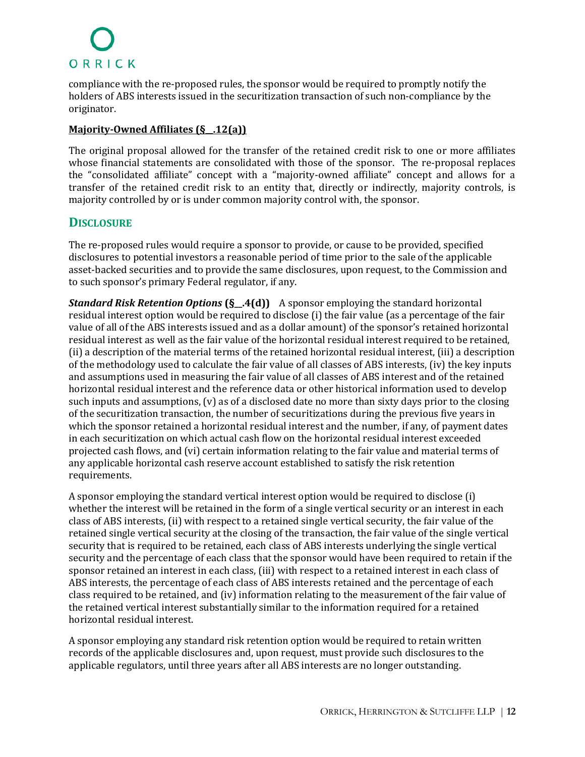compliance with the re-proposed rules, the sponsor would be required to promptly notify the holders of ABS interests issued in the securitization transaction of such non-compliance by the originator.

**Majority-Owned Affiliates (§__.12(a))**

The original proposal allowed for the transfer of the retained credit risk to one or more affiliates whose financial statements are consolidated with those of the sponsor. The re-proposal replaces the "consolidated affiliate" concept with a "majority-owned affiliate" concept and allows for a transfer of the retained credit risk to an entity that, directly or indirectly, majority controls, is majority controlled by or is under common majority control with, the sponsor.

## DISCLOSURE

The re-proposed rules would require a sponsor to provide, or cause to be provided, specified disclosures to potential investors a reasonable period of time prior to the sale of the applicable asset-backed securities and to provide the same disclosures, upon request, to the Commission and to such sponsor's primary Federal regulator, if any.

***Standard Risk Retention Options* (§__.4(d))** A sponsor employing the standard horizontal residual interest option would be required to disclose (i) the fair value (as a percentage of the fair value of all of the ABS interests issued and as a dollar amount) of the sponsor's retained horizontal residual interest as well as the fair value of the horizontal residual interest required to be retained, (ii) a description of the material terms of the retained horizontal residual interest, (iii) a description of the methodology used to calculate the fair value of all classes of ABS interests, (iv) the key inputs and assumptions used in measuring the fair value of all classes of ABS interest and of the retained horizontal residual interest and the reference data or other historical information used to develop such inputs and assumptions, (v) as of a disclosed date no more than sixty days prior to the closing of the securitization transaction, the number of securitizations during the previous five years in which the sponsor retained a horizontal residual interest and the number, if any, of payment dates in each securitization on which actual cash flow on the horizontal residual interest exceeded projected cash flows, and (vi) certain information relating to the fair value and material terms of any applicable horizontal cash reserve account established to satisfy the risk retention requirements.

A sponsor employing the standard vertical interest option would be required to disclose (i) whether the interest will be retained in the form of a single vertical security or an interest in each class of ABS interests, (ii) with respect to a retained single vertical security, the fair value of the retained single vertical security at the closing of the transaction, the fair value of the single vertical security that is required to be retained, each class of ABS interests underlying the single vertical security and the percentage of each class that the sponsor would have been required to retain if the sponsor retained an interest in each class, (iii) with respect to a retained interest in each class of ABS interests, the percentage of each class of ABS interests retained and the percentage of each class required to be retained, and (iv) information relating to the measurement of the fair value of the retained vertical interest substantially similar to the information required for a retained horizontal residual interest.

A sponsor employing any standard risk retention option would be required to retain written records of the applicable disclosures and, upon request, must provide such disclosures to the applicable regulators, until three years after all ABS interests are no longer outstanding.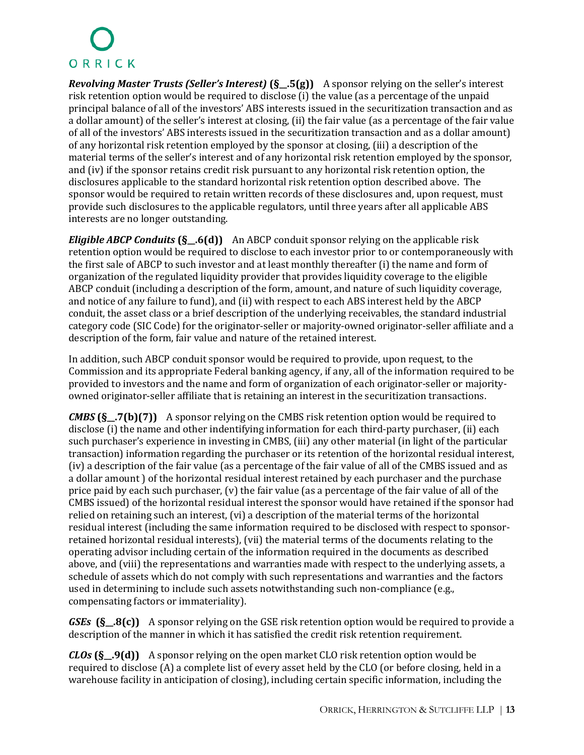***Revolving Master Trusts (Seller's Interest)*** **(§__.5(g))** A sponsor relying on the seller's interest risk retention option would be required to disclose (i) the value (as a percentage of the unpaid principal balance of all of the investors' ABS interests issued in the securitization transaction and as a dollar amount) of the seller's interest at closing, (ii) the fair value (as a percentage of the fair value of all of the investors' ABS interests issued in the securitization transaction and as a dollar amount) of any horizontal risk retention employed by the sponsor at closing, (iii) a description of the material terms of the seller's interest and of any horizontal risk retention employed by the sponsor, and (iv) if the sponsor retains credit risk pursuant to any horizontal risk retention option, the disclosures applicable to the standard horizontal risk retention option described above. The sponsor would be required to retain written records of these disclosures and, upon request, must provide such disclosures to the applicable regulators, until three years after all applicable ABS interests are no longer outstanding.

***Eligible ABCP Conduits*** **(§__.6(d))** An ABCP conduit sponsor relying on the applicable risk retention option would be required to disclose to each investor prior to or contemporaneously with the first sale of ABCP to such investor and at least monthly thereafter (i) the name and form of organization of the regulated liquidity provider that provides liquidity coverage to the eligible ABCP conduit (including a description of the form, amount, and nature of such liquidity coverage, and notice of any failure to fund), and (ii) with respect to each ABS interest held by the ABCP conduit, the asset class or a brief description of the underlying receivables, the standard industrial category code (SIC Code) for the originator-seller or majority-owned originator-seller affiliate and a description of the form, fair value and nature of the retained interest.

In addition, such ABCP conduit sponsor would be required to provide, upon request, to the Commission and its appropriate Federal banking agency, if any, all of the information required to be provided to investors and the name and form of organization of each originator-seller or majority-owned originator-seller affiliate that is retaining an interest in the securitization transactions.

***CMBS*** **(§__.7(b)(7))** A sponsor relying on the CMBS risk retention option would be required to disclose (i) the name and other indentifying information for each third-party purchaser, (ii) each such purchaser's experience in investing in CMBS, (iii) any other material (in light of the particular transaction) information regarding the purchaser or its retention of the horizontal residual interest, (iv) a description of the fair value (as a percentage of the fair value of all of the CMBS issued and as a dollar amount ) of the horizontal residual interest retained by each purchaser and the purchase price paid by each such purchaser, (v) the fair value (as a percentage of the fair value of all of the CMBS issued) of the horizontal residual interest the sponsor would have retained if the sponsor had relied on retaining such an interest, (vi) a description of the material terms of the horizontal residual interest (including the same information required to be disclosed with respect to sponsor-retained horizontal residual interests), (vii) the material terms of the documents relating to the operating advisor including certain of the information required in the documents as described above, and (viii) the representations and warranties made with respect to the underlying assets, a schedule of assets which do not comply with such representations and warranties and the factors used in determining to include such assets notwithstanding such non-compliance (e.g., compensating factors or immateriality).

***GSEs*** **(§__.8(c))** A sponsor relying on the GSE risk retention option would be required to provide a description of the manner in which it has satisfied the credit risk retention requirement.

***CLOs*** **(§__.9(d))** A sponsor relying on the open market CLO risk retention option would be required to disclose (A) a complete list of every asset held by the CLO (or before closing, held in a warehouse facility in anticipation of closing), including certain specific information, including the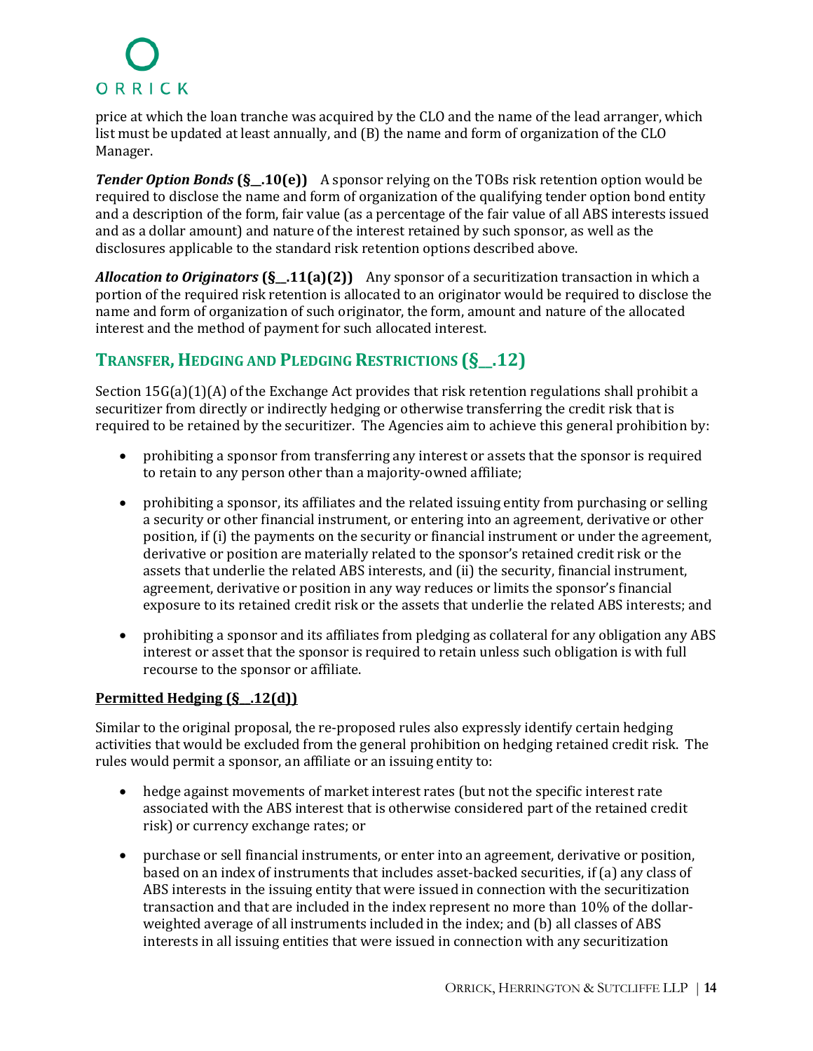price at which the loan tranche was acquired by the CLO and the name of the lead arranger, which list must be updated at least annually, and (B) the name and form of organization of the CLO Manager.

***Tender Option Bonds* (§__.10(e))** A sponsor relying on the TOBs risk retention option would be required to disclose the name and form of organization of the qualifying tender option bond entity and a description of the form, fair value (as a percentage of the fair value of all ABS interests issued and as a dollar amount) and nature of the interest retained by such sponsor, as well as the disclosures applicable to the standard risk retention options described above.

***Allocation to Originators* (§__.11(a)(2))** Any sponsor of a securitization transaction in which a portion of the required risk retention is allocated to an originator would be required to disclose the name and form of organization of such originator, the form, amount and nature of the allocated interest and the method of payment for such allocated interest.

## Transfer, Hedging and Pledging Restrictions (§__.12)

Section 15G(a)(1)(A) of the Exchange Act provides that risk retention regulations shall prohibit a securitizer from directly or indirectly hedging or otherwise transferring the credit risk that is required to be retained by the securitizer. The Agencies aim to achieve this general prohibition by:

- prohibiting a sponsor from transferring any interest or assets that the sponsor is required to retain to any person other than a majority-owned affiliate;
- prohibiting a sponsor, its affiliates and the related issuing entity from purchasing or selling a security or other financial instrument, or entering into an agreement, derivative or other position, if (i) the payments on the security or financial instrument or under the agreement, derivative or position are materially related to the sponsor's retained credit risk or the assets that underlie the related ABS interests, and (ii) the security, financial instrument, agreement, derivative or position in any way reduces or limits the sponsor's financial exposure to its retained credit risk or the assets that underlie the related ABS interests; and
- prohibiting a sponsor and its affiliates from pledging as collateral for any obligation any ABS interest or asset that the sponsor is required to retain unless such obligation is with full recourse to the sponsor or affiliate.

### Permitted Hedging (§__.12(d))

Similar to the original proposal, the re-proposed rules also expressly identify certain hedging activities that would be excluded from the general prohibition on hedging retained credit risk. The rules would permit a sponsor, an affiliate or an issuing entity to:

- hedge against movements of market interest rates (but not the specific interest rate associated with the ABS interest that is otherwise considered part of the retained credit risk) or currency exchange rates; or
- purchase or sell financial instruments, or enter into an agreement, derivative or position, based on an index of instruments that includes asset-backed securities, if (a) any class of ABS interests in the issuing entity that were issued in connection with the securitization transaction and that are included in the index represent no more than 10% of the dollar-weighted average of all instruments included in the index; and (b) all classes of ABS interests in all issuing entities that were issued in connection with any securitization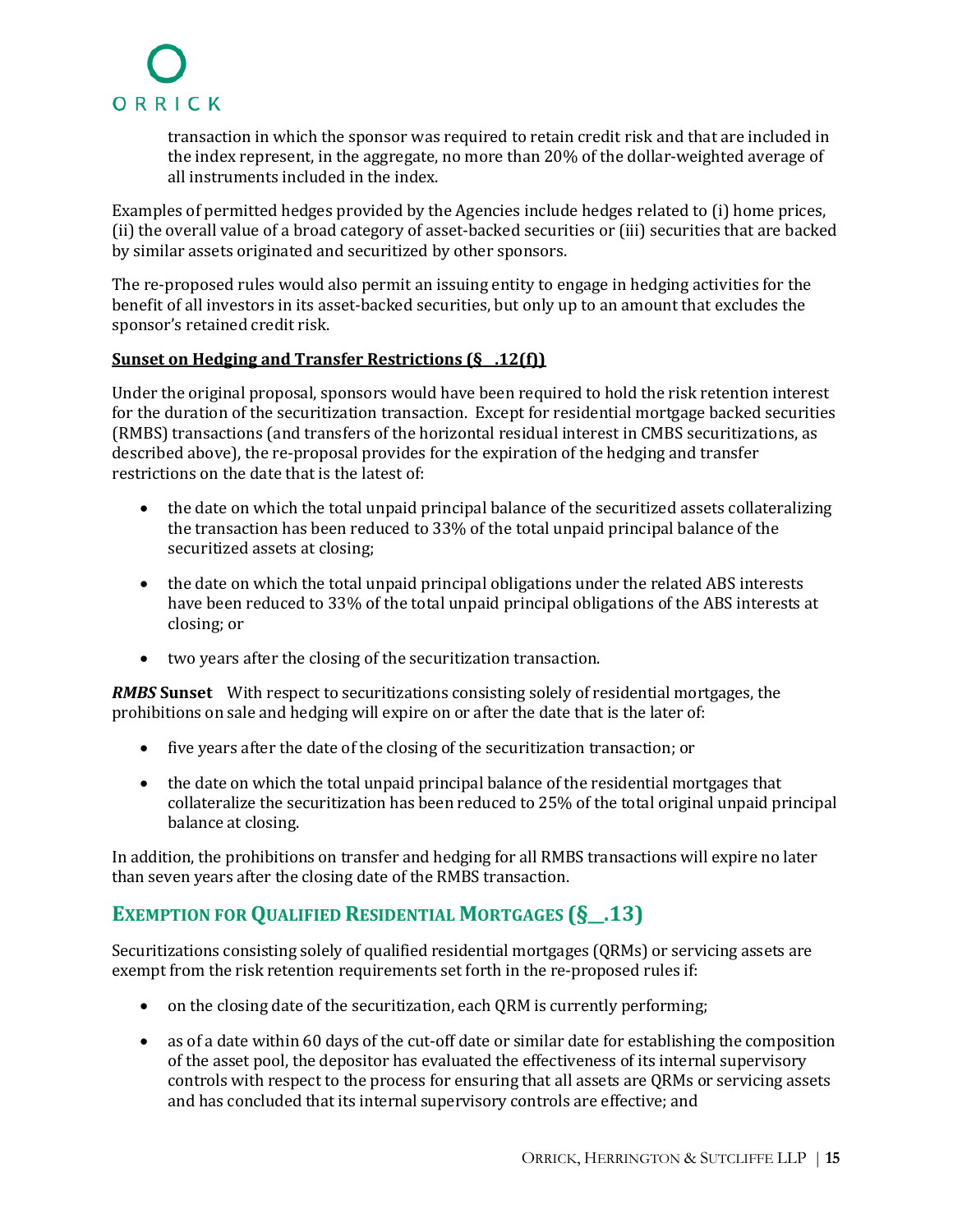transaction in which the sponsor was required to retain credit risk and that are included in the index represent, in the aggregate, no more than 20% of the dollar-weighted average of all instruments included in the index.

Examples of permitted hedges provided by the Agencies include hedges related to (i) home prices, (ii) the overall value of a broad category of asset-backed securities or (iii) securities that are backed by similar assets originated and securitized by other sponsors.

The re-proposed rules would also permit an issuing entity to engage in hedging activities for the benefit of all investors in its asset-backed securities, but only up to an amount that excludes the sponsor's retained credit risk.

**Sunset on Hedging and Transfer Restrictions (§ .12(f))**

Under the original proposal, sponsors would have been required to hold the risk retention interest for the duration of the securitization transaction. Except for residential mortgage backed securities (RMBS) transactions (and transfers of the horizontal residual interest in CMBS securitizations, as described above), the re-proposal provides for the expiration of the hedging and transfer restrictions on the date that is the latest of:

- the date on which the total unpaid principal balance of the securitized assets collateralizing the transaction has been reduced to 33% of the total unpaid principal balance of the securitized assets at closing;
- the date on which the total unpaid principal obligations under the related ABS interests have been reduced to 33% of the total unpaid principal obligations of the ABS interests at closing; or
- two years after the closing of the securitization transaction.

***RMBS* Sunset** With respect to securitizations consisting solely of residential mortgages, the prohibitions on sale and hedging will expire on or after the date that is the later of:

- five years after the date of the closing of the securitization transaction; or
- the date on which the total unpaid principal balance of the residential mortgages that collateralize the securitization has been reduced to 25% of the total original unpaid principal balance at closing.

In addition, the prohibitions on transfer and hedging for all RMBS transactions will expire no later than seven years after the closing date of the RMBS transaction.

## EXEMPTION FOR QUALIFIED RESIDENTIAL MORTGAGES (§__.13)

Securitizations consisting solely of qualified residential mortgages (QRMs) or servicing assets are exempt from the risk retention requirements set forth in the re-proposed rules if:

- on the closing date of the securitization, each QRM is currently performing;
- as of a date within 60 days of the cut-off date or similar date for establishing the composition of the asset pool, the depositor has evaluated the effectiveness of its internal supervisory controls with respect to the process for ensuring that all assets are QRMs or servicing assets and has concluded that its internal supervisory controls are effective; and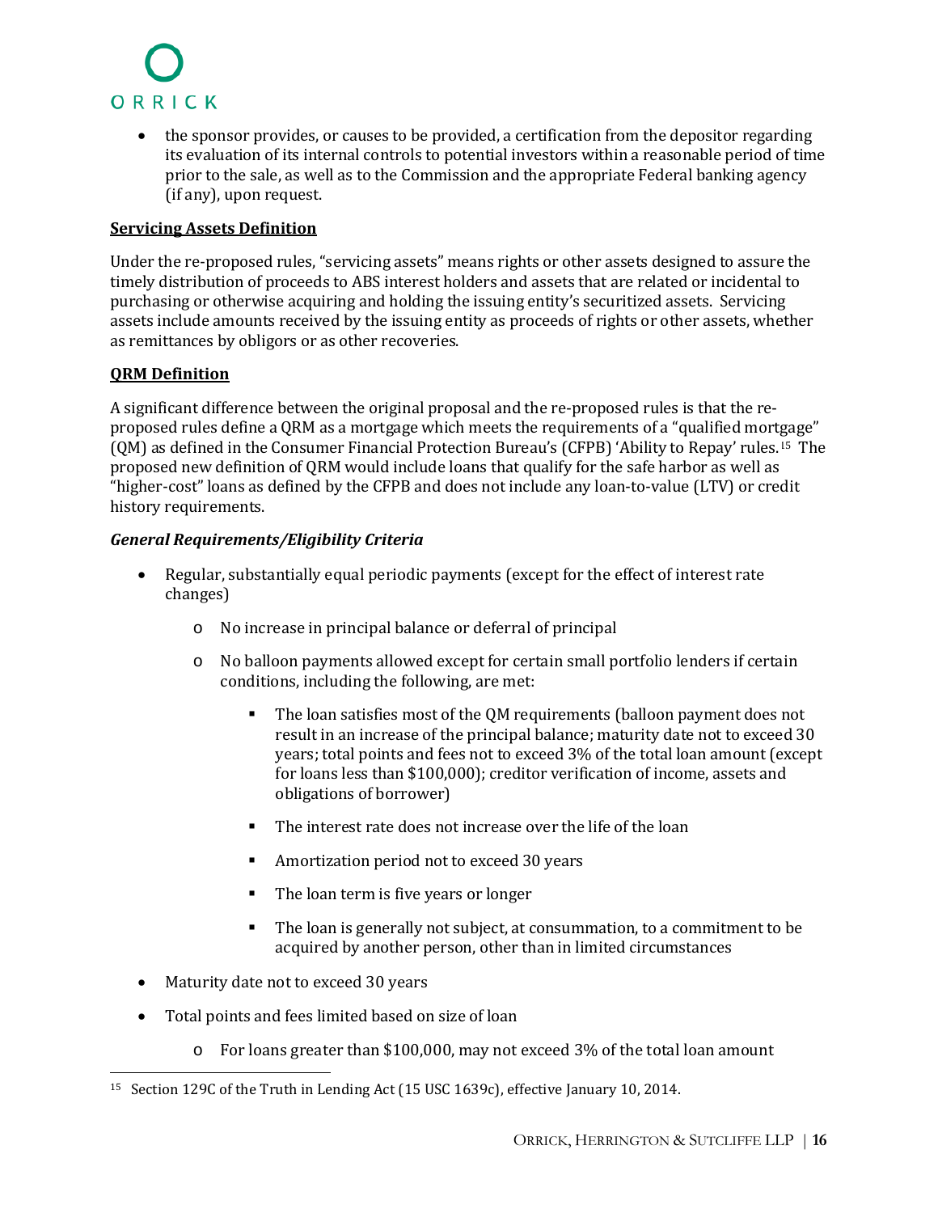- the sponsor provides, or causes to be provided, a certification from the depositor regarding its evaluation of its internal controls to potential investors within a reasonable period of time prior to the sale, as well as to the Commission and the appropriate Federal banking agency (if any), upon request.

**Servicing Assets Definition**

Under the re-proposed rules, "servicing assets" means rights or other assets designed to assure the timely distribution of proceeds to ABS interest holders and assets that are related or incidental to purchasing or otherwise acquiring and holding the issuing entity's securitized assets. Servicing assets include amounts received by the issuing entity as proceeds of rights or other assets, whether as remittances by obligors or as other recoveries.

**QRM Definition**

A significant difference between the original proposal and the re-proposed rules is that the re-proposed rules define a QRM as a mortgage which meets the requirements of a "qualified mortgage" (QM) as defined in the Consumer Financial Protection Bureau's (CFPB) 'Ability to Repay' rules.[15] The proposed new definition of QRM would include loans that qualify for the safe harbor as well as "higher-cost" loans as defined by the CFPB and does not include any loan-to-value (LTV) or credit history requirements.

***General Requirements/Eligibility Criteria***

- Regular, substantially equal periodic payments (except for the effect of interest rate changes)
  - No increase in principal balance or deferral of principal
  - No balloon payments allowed except for certain small portfolio lenders if certain conditions, including the following, are met:
    - The loan satisfies most of the QM requirements (balloon payment does not result in an increase of the principal balance; maturity date not to exceed 30 years; total points and fees not to exceed 3% of the total loan amount (except for loans less than $100,000); creditor verification of income, assets and obligations of borrower)
    - The interest rate does not increase over the life of the loan
    - Amortization period not to exceed 30 years
    - The loan term is five years or longer
    - The loan is generally not subject, at consummation, to a commitment to be acquired by another person, other than in limited circumstances
- Maturity date not to exceed 30 years
- Total points and fees limited based on size of loan
  - For loans greater than $100,000, may not exceed 3% of the total loan amount

[15] Section 129C of the Truth in Lending Act (15 USC 1639c), effective January 10, 2014.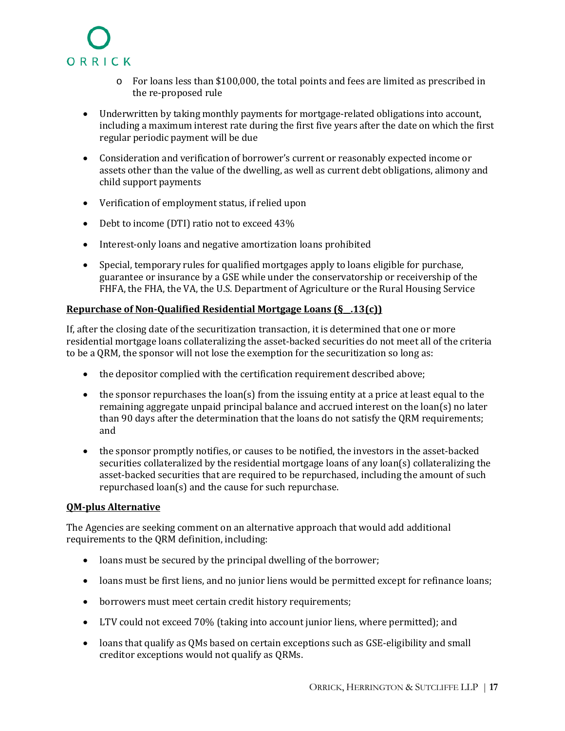- For loans less than $100,000, the total points and fees are limited as prescribed in the re-proposed rule

- Underwritten by taking monthly payments for mortgage-related obligations into account, including a maximum interest rate during the first five years after the date on which the first regular periodic payment will be due
- Consideration and verification of borrower's current or reasonably expected income or assets other than the value of the dwelling, as well as current debt obligations, alimony and child support payments
- Verification of employment status, if relied upon
- Debt to income (DTI) ratio not to exceed 43%
- Interest-only loans and negative amortization loans prohibited
- Special, temporary rules for qualified mortgages apply to loans eligible for purchase, guarantee or insurance by a GSE while under the conservatorship or receivership of the FHFA, the FHA, the VA, the U.S. Department of Agriculture or the Rural Housing Service

**Repurchase of Non-Qualified Residential Mortgage Loans (§__.13(c))**

If, after the closing date of the securitization transaction, it is determined that one or more residential mortgage loans collateralizing the asset-backed securities do not meet all of the criteria to be a QRM, the sponsor will not lose the exemption for the securitization so long as:

- the depositor complied with the certification requirement described above;
- the sponsor repurchases the loan(s) from the issuing entity at a price at least equal to the remaining aggregate unpaid principal balance and accrued interest on the loan(s) no later than 90 days after the determination that the loans do not satisfy the QRM requirements; and
- the sponsor promptly notifies, or causes to be notified, the investors in the asset-backed securities collateralized by the residential mortgage loans of any loan(s) collateralizing the asset-backed securities that are required to be repurchased, including the amount of such repurchased loan(s) and the cause for such repurchase.

**QM-plus Alternative**

The Agencies are seeking comment on an alternative approach that would add additional requirements to the QRM definition, including:

- loans must be secured by the principal dwelling of the borrower;
- loans must be first liens, and no junior liens would be permitted except for refinance loans;
- borrowers must meet certain credit history requirements;
- LTV could not exceed 70% (taking into account junior liens, where permitted); and
- loans that qualify as QMs based on certain exceptions such as GSE-eligibility and small creditor exceptions would not qualify as QRMs.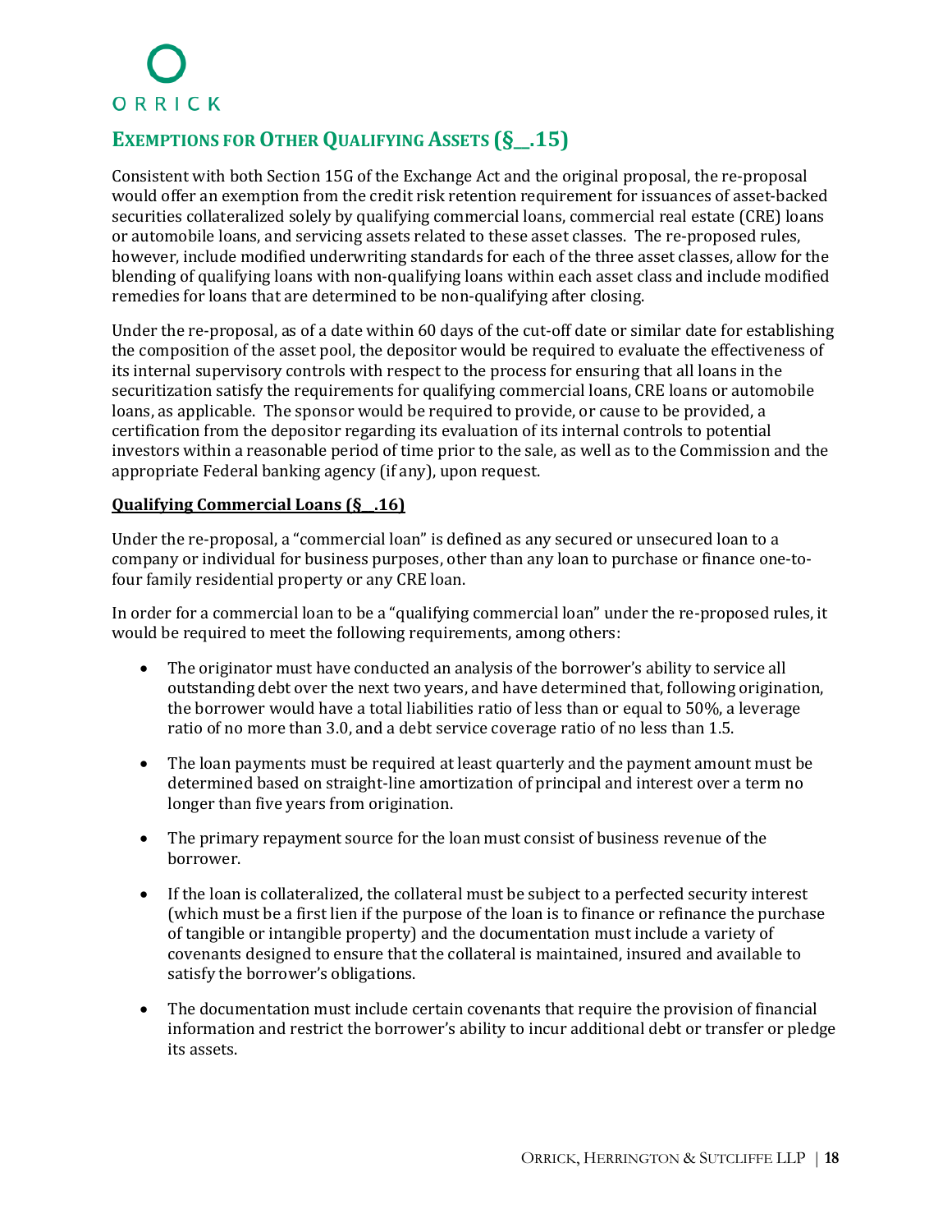## EXEMPTIONS FOR OTHER QUALIFYING ASSETS (§__.15)

Consistent with both Section 15G of the Exchange Act and the original proposal, the re-proposal would offer an exemption from the credit risk retention requirement for issuances of asset-backed securities collateralized solely by qualifying commercial loans, commercial real estate (CRE) loans or automobile loans, and servicing assets related to these asset classes. The re-proposed rules, however, include modified underwriting standards for each of the three asset classes, allow for the blending of qualifying loans with non-qualifying loans within each asset class and include modified remedies for loans that are determined to be non-qualifying after closing.

Under the re-proposal, as of a date within 60 days of the cut-off date or similar date for establishing the composition of the asset pool, the depositor would be required to evaluate the effectiveness of its internal supervisory controls with respect to the process for ensuring that all loans in the securitization satisfy the requirements for qualifying commercial loans, CRE loans or automobile loans, as applicable. The sponsor would be required to provide, or cause to be provided, a certification from the depositor regarding its evaluation of its internal controls to potential investors within a reasonable period of time prior to the sale, as well as to the Commission and the appropriate Federal banking agency (if any), upon request.

### Qualifying Commercial Loans (§__.16)

Under the re-proposal, a "commercial loan" is defined as any secured or unsecured loan to a company or individual for business purposes, other than any loan to purchase or finance one-to-four family residential property or any CRE loan.

In order for a commercial loan to be a "qualifying commercial loan" under the re-proposed rules, it would be required to meet the following requirements, among others:

- The originator must have conducted an analysis of the borrower's ability to service all outstanding debt over the next two years, and have determined that, following origination, the borrower would have a total liabilities ratio of less than or equal to 50%, a leverage ratio of no more than 3.0, and a debt service coverage ratio of no less than 1.5.
- The loan payments must be required at least quarterly and the payment amount must be determined based on straight-line amortization of principal and interest over a term no longer than five years from origination.
- The primary repayment source for the loan must consist of business revenue of the borrower.
- If the loan is collateralized, the collateral must be subject to a perfected security interest (which must be a first lien if the purpose of the loan is to finance or refinance the purchase of tangible or intangible property) and the documentation must include a variety of covenants designed to ensure that the collateral is maintained, insured and available to satisfy the borrower's obligations.
- The documentation must include certain covenants that require the provision of financial information and restrict the borrower's ability to incur additional debt or transfer or pledge its assets.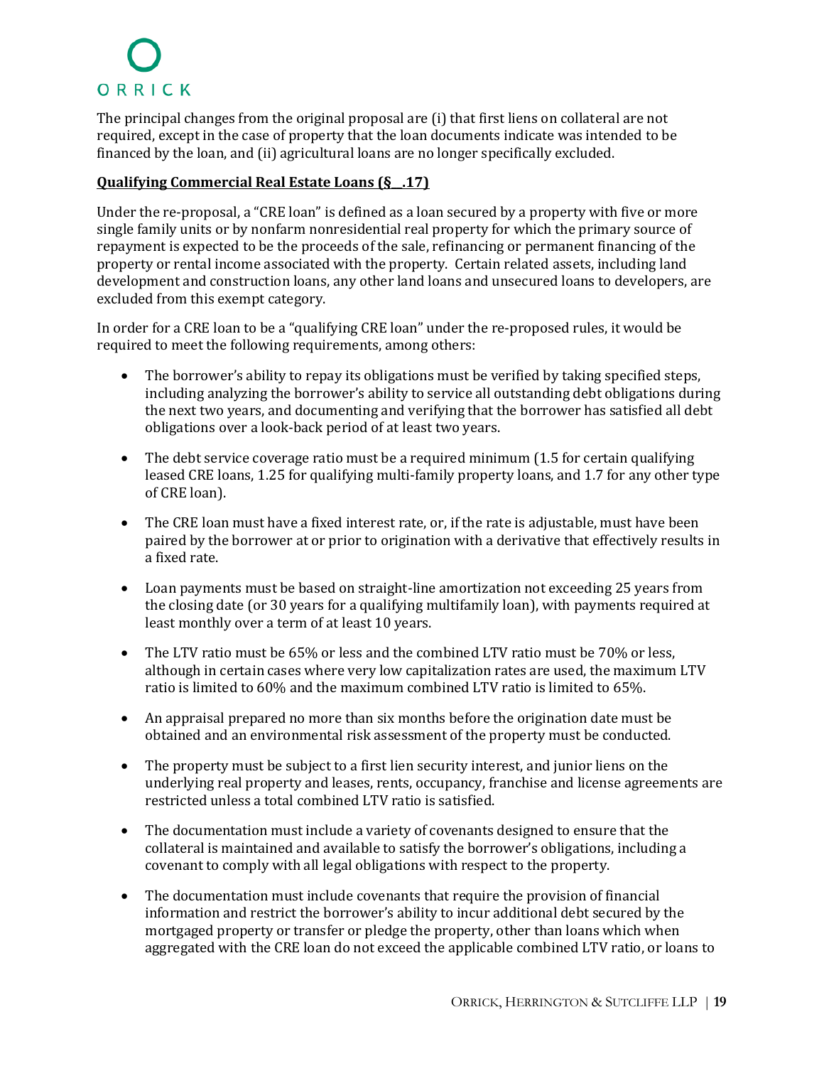The principal changes from the original proposal are (i) that first liens on collateral are not required, except in the case of property that the loan documents indicate was intended to be financed by the loan, and (ii) agricultural loans are no longer specifically excluded.

**Qualifying Commercial Real Estate Loans (§__.17)**

Under the re-proposal, a "CRE loan" is defined as a loan secured by a property with five or more single family units or by nonfarm nonresidential real property for which the primary source of repayment is expected to be the proceeds of the sale, refinancing or permanent financing of the property or rental income associated with the property. Certain related assets, including land development and construction loans, any other land loans and unsecured loans to developers, are excluded from this exempt category.

In order for a CRE loan to be a "qualifying CRE loan" under the re-proposed rules, it would be required to meet the following requirements, among others:

- The borrower's ability to repay its obligations must be verified by taking specified steps, including analyzing the borrower's ability to service all outstanding debt obligations during the next two years, and documenting and verifying that the borrower has satisfied all debt obligations over a look-back period of at least two years.
- The debt service coverage ratio must be a required minimum (1.5 for certain qualifying leased CRE loans, 1.25 for qualifying multi-family property loans, and 1.7 for any other type of CRE loan).
- The CRE loan must have a fixed interest rate, or, if the rate is adjustable, must have been paired by the borrower at or prior to origination with a derivative that effectively results in a fixed rate.
- Loan payments must be based on straight-line amortization not exceeding 25 years from the closing date (or 30 years for a qualifying multifamily loan), with payments required at least monthly over a term of at least 10 years.
- The LTV ratio must be 65% or less and the combined LTV ratio must be 70% or less, although in certain cases where very low capitalization rates are used, the maximum LTV ratio is limited to 60% and the maximum combined LTV ratio is limited to 65%.
- An appraisal prepared no more than six months before the origination date must be obtained and an environmental risk assessment of the property must be conducted.
- The property must be subject to a first lien security interest, and junior liens on the underlying real property and leases, rents, occupancy, franchise and license agreements are restricted unless a total combined LTV ratio is satisfied.
- The documentation must include a variety of covenants designed to ensure that the collateral is maintained and available to satisfy the borrower's obligations, including a covenant to comply with all legal obligations with respect to the property.
- The documentation must include covenants that require the provision of financial information and restrict the borrower's ability to incur additional debt secured by the mortgaged property or transfer or pledge the property, other than loans which when aggregated with the CRE loan do not exceed the applicable combined LTV ratio, or loans to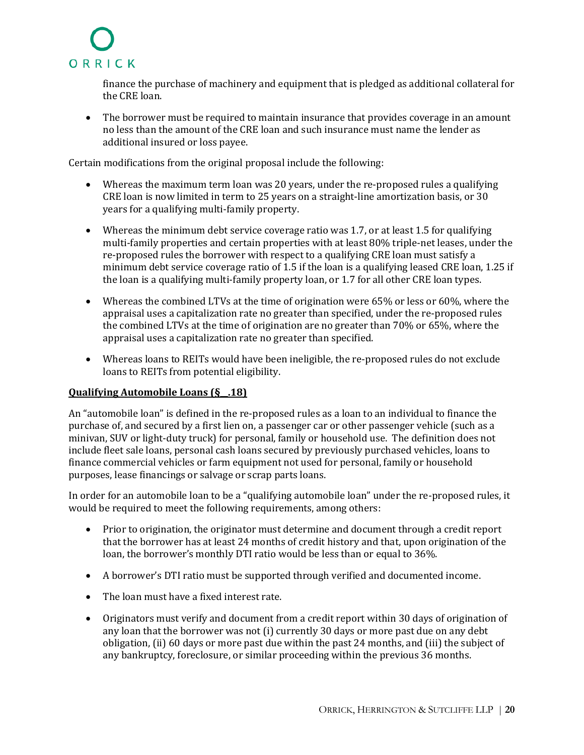finance the purchase of machinery and equipment that is pledged as additional collateral for the CRE loan.

- The borrower must be required to maintain insurance that provides coverage in an amount no less than the amount of the CRE loan and such insurance must name the lender as additional insured or loss payee.

Certain modifications from the original proposal include the following:

- Whereas the maximum term loan was 20 years, under the re-proposed rules a qualifying CRE loan is now limited in term to 25 years on a straight-line amortization basis, or 30 years for a qualifying multi-family property.
- Whereas the minimum debt service coverage ratio was 1.7, or at least 1.5 for qualifying multi-family properties and certain properties with at least 80% triple-net leases, under the re-proposed rules the borrower with respect to a qualifying CRE loan must satisfy a minimum debt service coverage ratio of 1.5 if the loan is a qualifying leased CRE loan, 1.25 if the loan is a qualifying multi-family property loan, or 1.7 for all other CRE loan types.
- Whereas the combined LTVs at the time of origination were 65% or less or 60%, where the appraisal uses a capitalization rate no greater than specified, under the re-proposed rules the combined LTVs at the time of origination are no greater than 70% or 65%, where the appraisal uses a capitalization rate no greater than specified.
- Whereas loans to REITs would have been ineligible, the re-proposed rules do not exclude loans to REITs from potential eligibility.

**Qualifying Automobile Loans (§__.18)**

An "automobile loan" is defined in the re-proposed rules as a loan to an individual to finance the purchase of, and secured by a first lien on, a passenger car or other passenger vehicle (such as a minivan, SUV or light-duty truck) for personal, family or household use. The definition does not include fleet sale loans, personal cash loans secured by previously purchased vehicles, loans to finance commercial vehicles or farm equipment not used for personal, family or household purposes, lease financings or salvage or scrap parts loans.

In order for an automobile loan to be a "qualifying automobile loan" under the re-proposed rules, it would be required to meet the following requirements, among others:

- Prior to origination, the originator must determine and document through a credit report that the borrower has at least 24 months of credit history and that, upon origination of the loan, the borrower's monthly DTI ratio would be less than or equal to 36%.
- A borrower's DTI ratio must be supported through verified and documented income.
- The loan must have a fixed interest rate.
- Originators must verify and document from a credit report within 30 days of origination of any loan that the borrower was not (i) currently 30 days or more past due on any debt obligation, (ii) 60 days or more past due within the past 24 months, and (iii) the subject of any bankruptcy, foreclosure, or similar proceeding within the previous 36 months.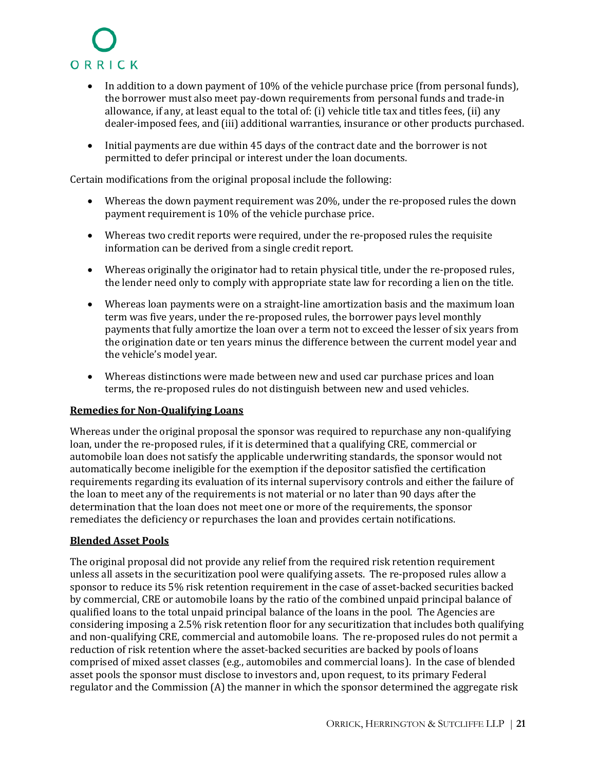- In addition to a down payment of 10% of the vehicle purchase price (from personal funds), the borrower must also meet pay-down requirements from personal funds and trade-in allowance, if any, at least equal to the total of: (i) vehicle title tax and titles fees, (ii) any dealer-imposed fees, and (iii) additional warranties, insurance or other products purchased.

- Initial payments are due within 45 days of the contract date and the borrower is not permitted to defer principal or interest under the loan documents.

Certain modifications from the original proposal include the following:

- Whereas the down payment requirement was 20%, under the re-proposed rules the down payment requirement is 10% of the vehicle purchase price.

- Whereas two credit reports were required, under the re-proposed rules the requisite information can be derived from a single credit report.

- Whereas originally the originator had to retain physical title, under the re-proposed rules, the lender need only to comply with appropriate state law for recording a lien on the title.

- Whereas loan payments were on a straight-line amortization basis and the maximum loan term was five years, under the re-proposed rules, the borrower pays level monthly payments that fully amortize the loan over a term not to exceed the lesser of six years from the origination date or ten years minus the difference between the current model year and the vehicle's model year.

- Whereas distinctions were made between new and used car purchase prices and loan terms, the re-proposed rules do not distinguish between new and used vehicles.

**Remedies for Non-Qualifying Loans**

Whereas under the original proposal the sponsor was required to repurchase any non-qualifying loan, under the re-proposed rules, if it is determined that a qualifying CRE, commercial or automobile loan does not satisfy the applicable underwriting standards, the sponsor would not automatically become ineligible for the exemption if the depositor satisfied the certification requirements regarding its evaluation of its internal supervisory controls and either the failure of the loan to meet any of the requirements is not material or no later than 90 days after the determination that the loan does not meet one or more of the requirements, the sponsor remediates the deficiency or repurchases the loan and provides certain notifications.

**Blended Asset Pools**

The original proposal did not provide any relief from the required risk retention requirement unless all assets in the securitization pool were qualifying assets. The re-proposed rules allow a sponsor to reduce its 5% risk retention requirement in the case of asset-backed securities backed by commercial, CRE or automobile loans by the ratio of the combined unpaid principal balance of qualified loans to the total unpaid principal balance of the loans in the pool. The Agencies are considering imposing a 2.5% risk retention floor for any securitization that includes both qualifying and non-qualifying CRE, commercial and automobile loans. The re-proposed rules do not permit a reduction of risk retention where the asset-backed securities are backed by pools of loans comprised of mixed asset classes (e.g., automobiles and commercial loans). In the case of blended asset pools the sponsor must disclose to investors and, upon request, to its primary Federal regulator and the Commission (A) the manner in which the sponsor determined the aggregate risk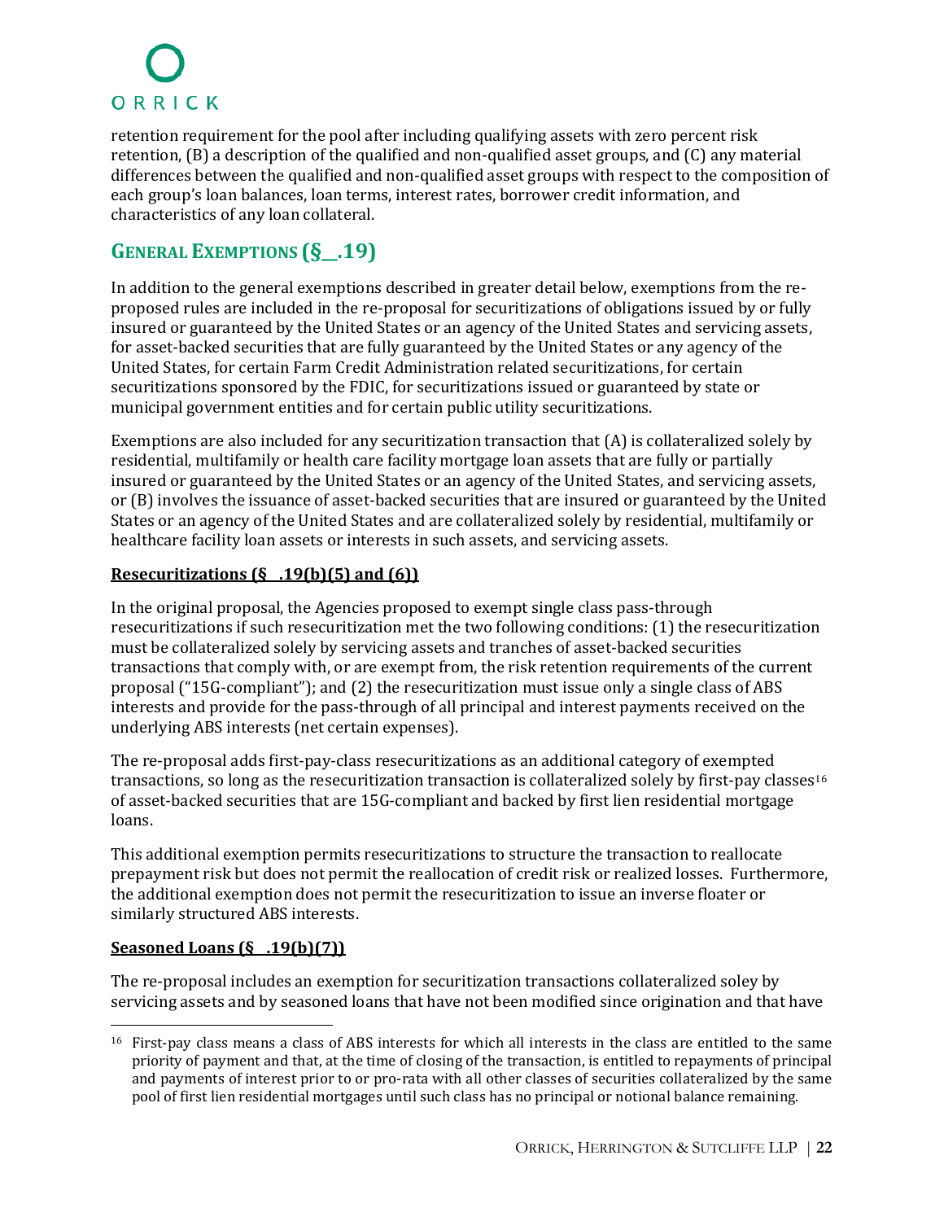retention requirement for the pool after including qualifying assets with zero percent risk retention, (B) a description of the qualified and non-qualified asset groups, and (C) any material differences between the qualified and non-qualified asset groups with respect to the composition of each group's loan balances, loan terms, interest rates, borrower credit information, and characteristics of any loan collateral.

## GENERAL EXEMPTIONS (§__.19)

In addition to the general exemptions described in greater detail below, exemptions from the re-proposed rules are included in the re-proposal for securitizations of obligations issued by or fully insured or guaranteed by the United States or an agency of the United States and servicing assets, for asset-backed securities that are fully guaranteed by the United States or any agency of the United States, for certain Farm Credit Administration related securitizations, for certain securitizations sponsored by the FDIC, for securitizations issued or guaranteed by state or municipal government entities and for certain public utility securitizations.

Exemptions are also included for any securitization transaction that (A) is collateralized solely by residential, multifamily or health care facility mortgage loan assets that are fully or partially insured or guaranteed by the United States or an agency of the United States, and servicing assets, or (B) involves the issuance of asset-backed securities that are insured or guaranteed by the United States or an agency of the United States and are collateralized solely by residential, multifamily or healthcare facility loan assets or interests in such assets, and servicing assets.

**Resecuritizations (§__.19(b)(5) and (6))**

In the original proposal, the Agencies proposed to exempt single class pass-through resecuritizations if such resecuritization met the two following conditions: (1) the resecuritization must be collateralized solely by servicing assets and tranches of asset-backed securities transactions that comply with, or are exempt from, the risk retention requirements of the current proposal ("15G-compliant"); and (2) the resecuritization must issue only a single class of ABS interests and provide for the pass-through of all principal and interest payments received on the underlying ABS interests (net certain expenses).

The re-proposal adds first-pay-class resecuritizations as an additional category of exempted transactions, so long as the resecuritization transaction is collateralized solely by first-pay classes[16] of asset-backed securities that are 15G-compliant and backed by first lien residential mortgage loans.

This additional exemption permits resecuritizations to structure the transaction to reallocate prepayment risk but does not permit the reallocation of credit risk or realized losses. Furthermore, the additional exemption does not permit the resecuritization to issue an inverse floater or similarly structured ABS interests.

**Seasoned Loans (§__.19(b)(7))**

The re-proposal includes an exemption for securitization transactions collateralized soley by servicing assets and by seasoned loans that have not been modified since origination and that have

[16] First-pay class means a class of ABS interests for which all interests in the class are entitled to the same priority of payment and that, at the time of closing of the transaction, is entitled to repayments of principal and payments of interest prior to or pro-rata with all other classes of securities collateralized by the same pool of first lien residential mortgages until such class has no principal or notional balance remaining.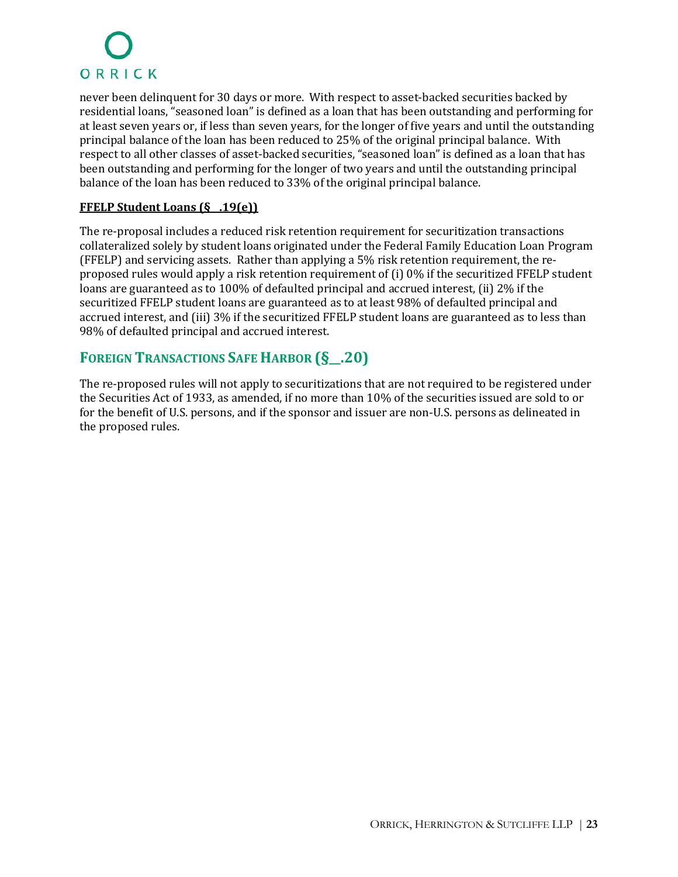never been delinquent for 30 days or more. With respect to asset-backed securities backed by residential loans, "seasoned loan" is defined as a loan that has been outstanding and performing for at least seven years or, if less than seven years, for the longer of five years and until the outstanding principal balance of the loan has been reduced to 25% of the original principal balance. With respect to all other classes of asset-backed securities, "seasoned loan" is defined as a loan that has been outstanding and performing for the longer of two years and until the outstanding principal balance of the loan has been reduced to 33% of the original principal balance.

**FFELP Student Loans (§__.19(e))**

The re-proposal includes a reduced risk retention requirement for securitization transactions collateralized solely by student loans originated under the Federal Family Education Loan Program (FFELP) and servicing assets. Rather than applying a 5% risk retention requirement, the re-proposed rules would apply a risk retention requirement of (i) 0% if the securitized FFELP student loans are guaranteed as to 100% of defaulted principal and accrued interest, (ii) 2% if the securitized FFELP student loans are guaranteed as to at least 98% of defaulted principal and accrued interest, and (iii) 3% if the securitized FFELP student loans are guaranteed as to less than 98% of defaulted principal and accrued interest.

## Foreign Transactions Safe Harbor (§__.20)

The re-proposed rules will not apply to securitizations that are not required to be registered under the Securities Act of 1933, as amended, if no more than 10% of the securities issued are sold to or for the benefit of U.S. persons, and if the sponsor and issuer are non-U.S. persons as delineated in the proposed rules.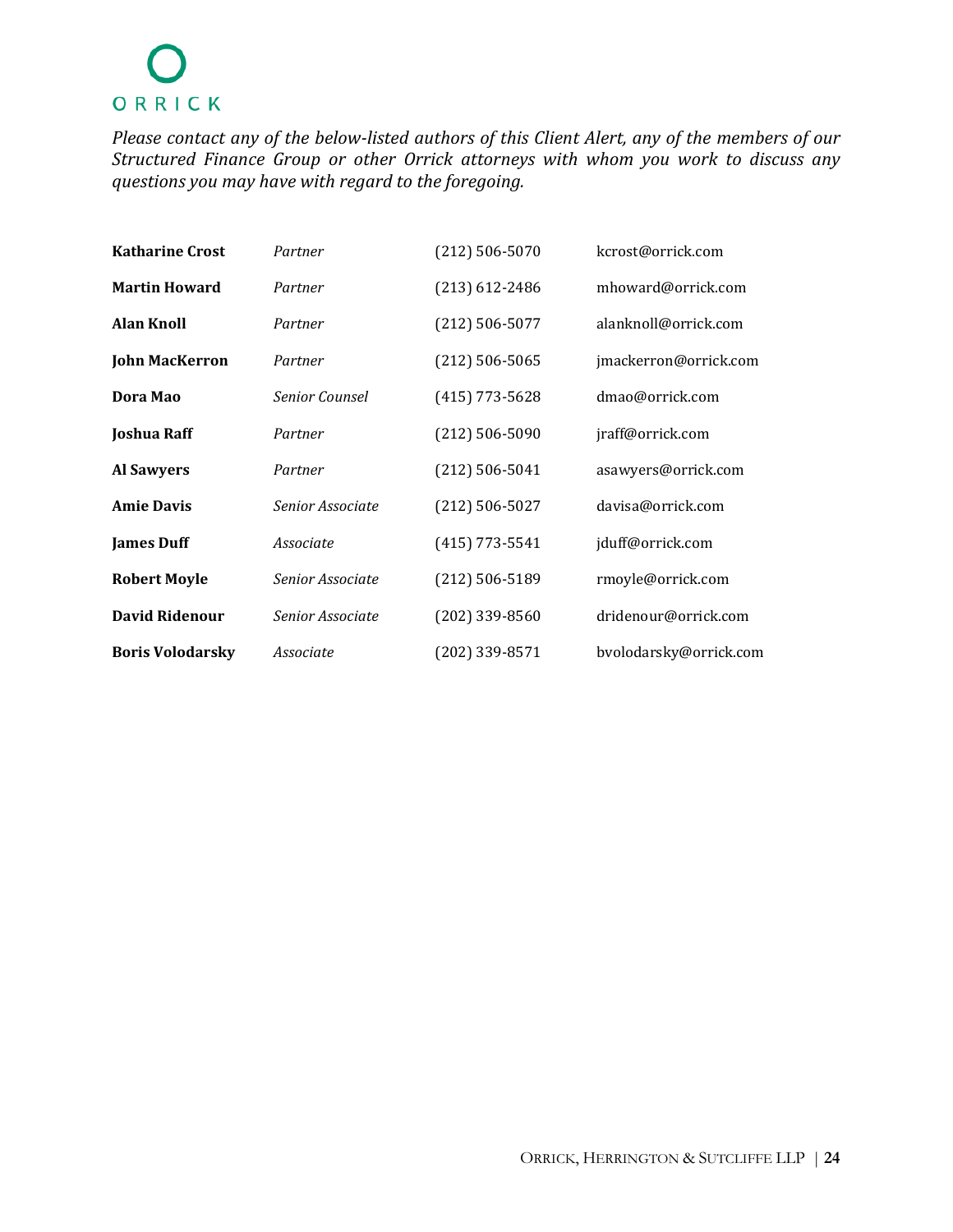*Please contact any of the below-listed authors of this Client Alert, any of the members of our Structured Finance Group or other Orrick attorneys with whom you work to discuss any questions you may have with regard to the foregoing.*

| | | | |
|---|---|---|---|
| **Katharine Crost** | *Partner* | (212) 506-5070 | kcrost@orrick.com |
| **Martin Howard** | *Partner* | (213) 612-2486 | mhoward@orrick.com |
| **Alan Knoll** | *Partner* | (212) 506-5077 | alanknoll@orrick.com |
| **John MacKerron** | *Partner* | (212) 506-5065 | jmackerron@orrick.com |
| **Dora Mao** | *Senior Counsel* | (415) 773-5628 | dmao@orrick.com |
| **Joshua Raff** | *Partner* | (212) 506-5090 | jraff@orrick.com |
| **Al Sawyers** | *Partner* | (212) 506-5041 | asawyers@orrick.com |
| **Amie Davis** | *Senior Associate* | (212) 506-5027 | davisa@orrick.com |
| **James Duff** | *Associate* | (415) 773-5541 | jduff@orrick.com |
| **Robert Moyle** | *Senior Associate* | (212) 506-5189 | rmoyle@orrick.com |
| **David Ridenour** | *Senior Associate* | (202) 339-8560 | dridenour@orrick.com |
| **Boris Volodarsky** | *Associate* | (202) 339-8571 | bvolodarsky@orrick.com |